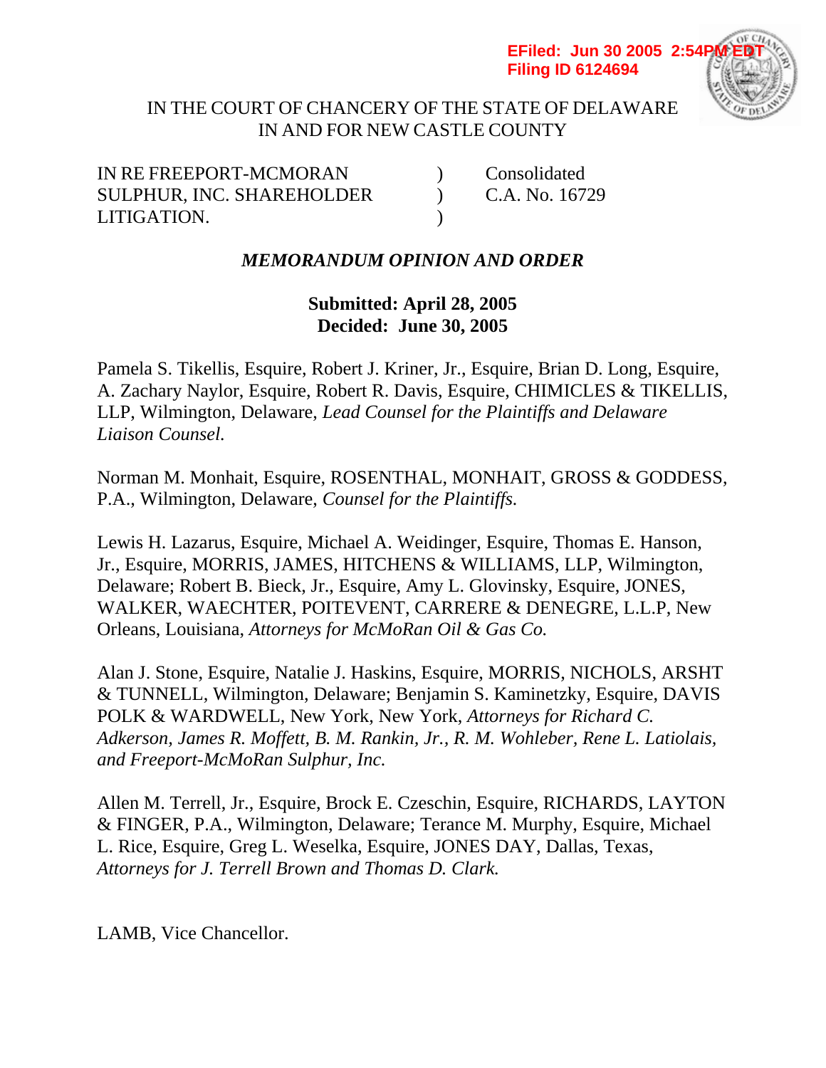EFiled: Jun 30 2005 2:54PM EDT
Filing ID 6124694

IN THE COURT OF CHANCERY OF THE STATE OF DELAWARE
IN AND FOR NEW CASTLE COUNTY

| | | |
|---|---|---|
| IN RE FREEPORT-MCMORAN SULPHUR, INC. SHAREHOLDER LITIGATION. | ) ) ) | Consolidated C.A. No. 16729 |

***MEMORANDUM OPINION AND ORDER***

**Submitted: April 28, 2005**
**Decided: June 30, 2005**

Pamela S. Tikellis, Esquire, Robert J. Kriner, Jr., Esquire, Brian D. Long, Esquire, A. Zachary Naylor, Esquire, Robert R. Davis, Esquire, CHIMICLES & TIKELLIS, LLP, Wilmington, Delaware, *Lead Counsel for the Plaintiffs and Delaware Liaison Counsel.*

Norman M. Monhait, Esquire, ROSENTHAL, MONHAIT, GROSS & GODDESS, P.A., Wilmington, Delaware, *Counsel for the Plaintiffs.*

Lewis H. Lazarus, Esquire, Michael A. Weidinger, Esquire, Thomas E. Hanson, Jr., Esquire, MORRIS, JAMES, HITCHENS & WILLIAMS, LLP, Wilmington, Delaware; Robert B. Bieck, Jr., Esquire, Amy L. Glovinsky, Esquire, JONES, WALKER, WAECHTER, POITEVENT, CARRERE & DENEGRE, L.L.P, New Orleans, Louisiana, *Attorneys for McMoRan Oil & Gas Co.*

Alan J. Stone, Esquire, Natalie J. Haskins, Esquire, MORRIS, NICHOLS, ARSHT & TUNNELL, Wilmington, Delaware; Benjamin S. Kaminetzky, Esquire, DAVIS POLK & WARDWELL, New York, New York, *Attorneys for Richard C. Adkerson, James R. Moffett, B. M. Rankin, Jr., R. M. Wohleber, Rene L. Latiolais, and Freeport-McMoRan Sulphur, Inc.*

Allen M. Terrell, Jr., Esquire, Brock E. Czeschin, Esquire, RICHARDS, LAYTON & FINGER, P.A., Wilmington, Delaware; Terance M. Murphy, Esquire, Michael L. Rice, Esquire, Greg L. Weselka, Esquire, JONES DAY, Dallas, Texas, *Attorneys for J. Terrell Brown and Thomas D. Clark.*

LAMB, Vice Chancellor.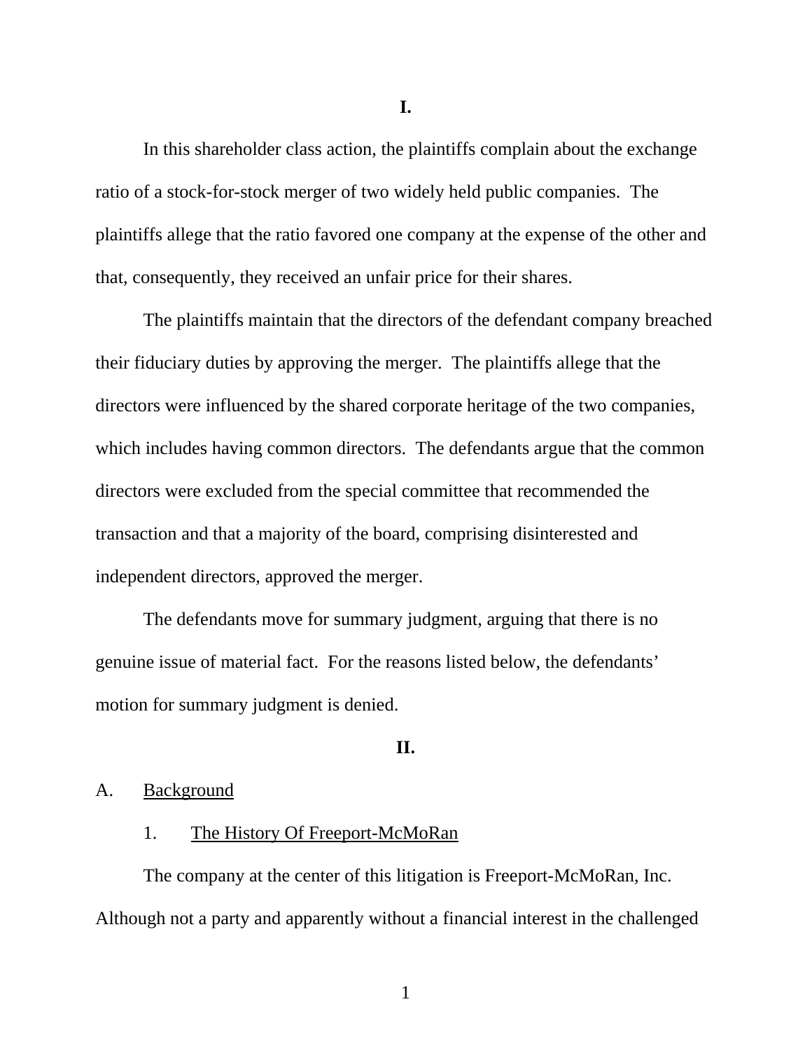**I.**

In this shareholder class action, the plaintiffs complain about the exchange ratio of a stock-for-stock merger of two widely held public companies. The plaintiffs allege that the ratio favored one company at the expense of the other and that, consequently, they received an unfair price for their shares.

The plaintiffs maintain that the directors of the defendant company breached their fiduciary duties by approving the merger. The plaintiffs allege that the directors were influenced by the shared corporate heritage of the two companies, which includes having common directors. The defendants argue that the common directors were excluded from the special committee that recommended the transaction and that a majority of the board, comprising disinterested and independent directors, approved the merger.

The defendants move for summary judgment, arguing that there is no genuine issue of material fact. For the reasons listed below, the defendants' motion for summary judgment is denied.

**II.**

A. Background

1. The History Of Freeport-McMoRan

The company at the center of this litigation is Freeport-McMoRan, Inc. Although not a party and apparently without a financial interest in the challenged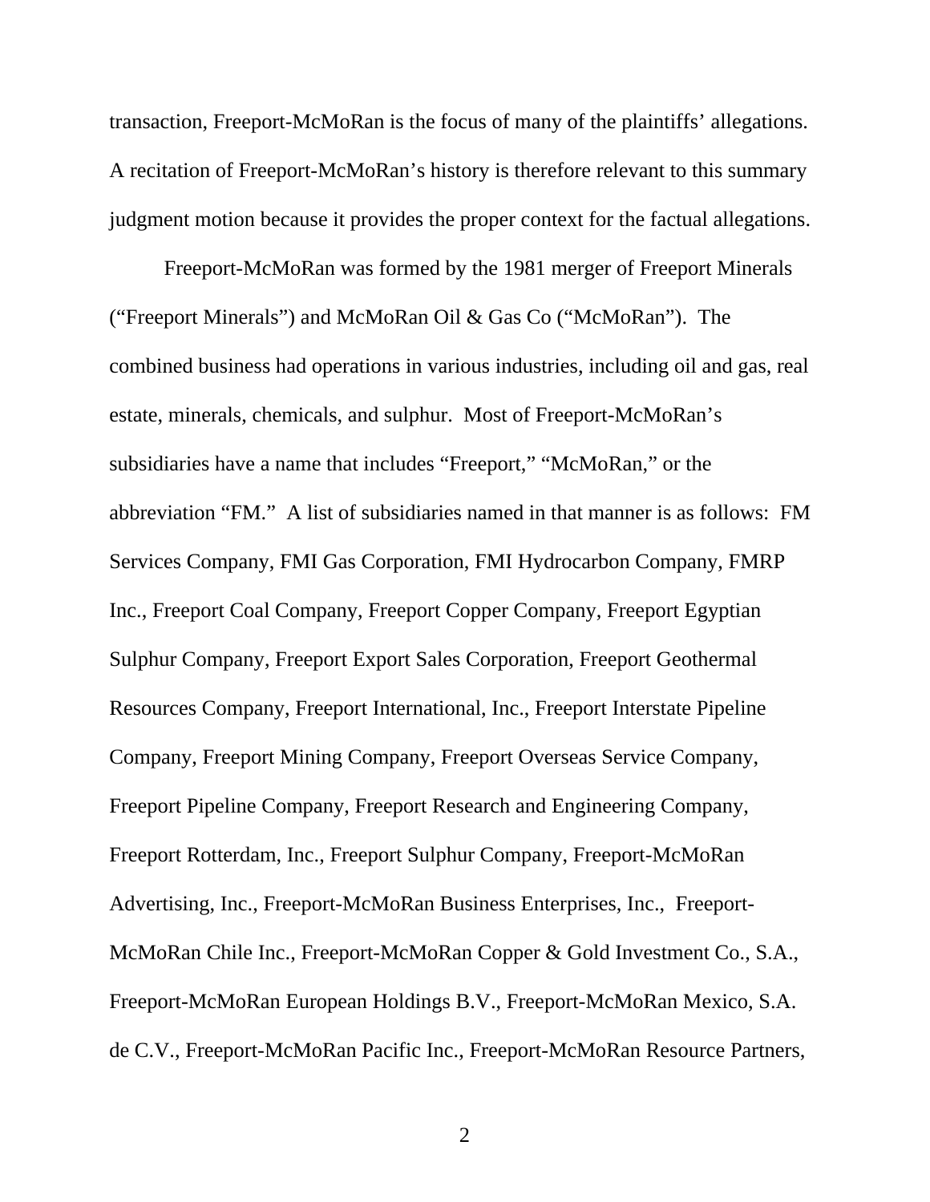transaction, Freeport-McMoRan is the focus of many of the plaintiffs' allegations. A recitation of Freeport-McMoRan's history is therefore relevant to this summary judgment motion because it provides the proper context for the factual allegations.

Freeport-McMoRan was formed by the 1981 merger of Freeport Minerals ("Freeport Minerals") and McMoRan Oil & Gas Co ("McMoRan"). The combined business had operations in various industries, including oil and gas, real estate, minerals, chemicals, and sulphur. Most of Freeport-McMoRan's subsidiaries have a name that includes "Freeport," "McMoRan," or the abbreviation "FM." A list of subsidiaries named in that manner is as follows: FM Services Company, FMI Gas Corporation, FMI Hydrocarbon Company, FMRP Inc., Freeport Coal Company, Freeport Copper Company, Freeport Egyptian Sulphur Company, Freeport Export Sales Corporation, Freeport Geothermal Resources Company, Freeport International, Inc., Freeport Interstate Pipeline Company, Freeport Mining Company, Freeport Overseas Service Company, Freeport Pipeline Company, Freeport Research and Engineering Company, Freeport Rotterdam, Inc., Freeport Sulphur Company, Freeport-McMoRan Advertising, Inc., Freeport-McMoRan Business Enterprises, Inc., Freeport-McMoRan Chile Inc., Freeport-McMoRan Copper & Gold Investment Co., S.A., Freeport-McMoRan European Holdings B.V., Freeport-McMoRan Mexico, S.A. de C.V., Freeport-McMoRan Pacific Inc., Freeport-McMoRan Resource Partners,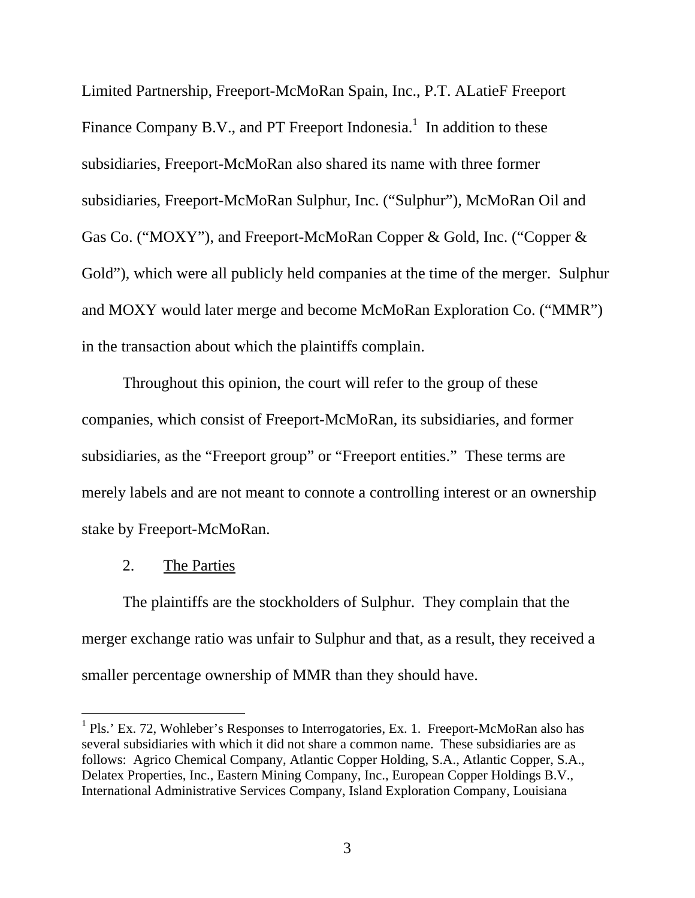Limited Partnership, Freeport-McMoRan Spain, Inc., P.T. ALatieF Freeport Finance Company B.V., and PT Freeport Indonesia.[1] In addition to these subsidiaries, Freeport-McMoRan also shared its name with three former subsidiaries, Freeport-McMoRan Sulphur, Inc. ("Sulphur"), McMoRan Oil and Gas Co. ("MOXY"), and Freeport-McMoRan Copper & Gold, Inc. ("Copper & Gold"), which were all publicly held companies at the time of the merger. Sulphur and MOXY would later merge and become McMoRan Exploration Co. ("MMR") in the transaction about which the plaintiffs complain.

Throughout this opinion, the court will refer to the group of these companies, which consist of Freeport-McMoRan, its subsidiaries, and former subsidiaries, as the "Freeport group" or "Freeport entities." These terms are merely labels and are not meant to connote a controlling interest or an ownership stake by Freeport-McMoRan.

2. <u>The Parties</u>

The plaintiffs are the stockholders of Sulphur. They complain that the merger exchange ratio was unfair to Sulphur and that, as a result, they received a smaller percentage ownership of MMR than they should have.

---

[1] Pls.' Ex. 72, Wohleber's Responses to Interrogatories, Ex. 1. Freeport-McMoRan also has several subsidiaries with which it did not share a common name. These subsidiaries are as follows: Agrico Chemical Company, Atlantic Copper Holding, S.A., Atlantic Copper, S.A., Delatex Properties, Inc., Eastern Mining Company, Inc., European Copper Holdings B.V., International Administrative Services Company, Island Exploration Company, Louisiana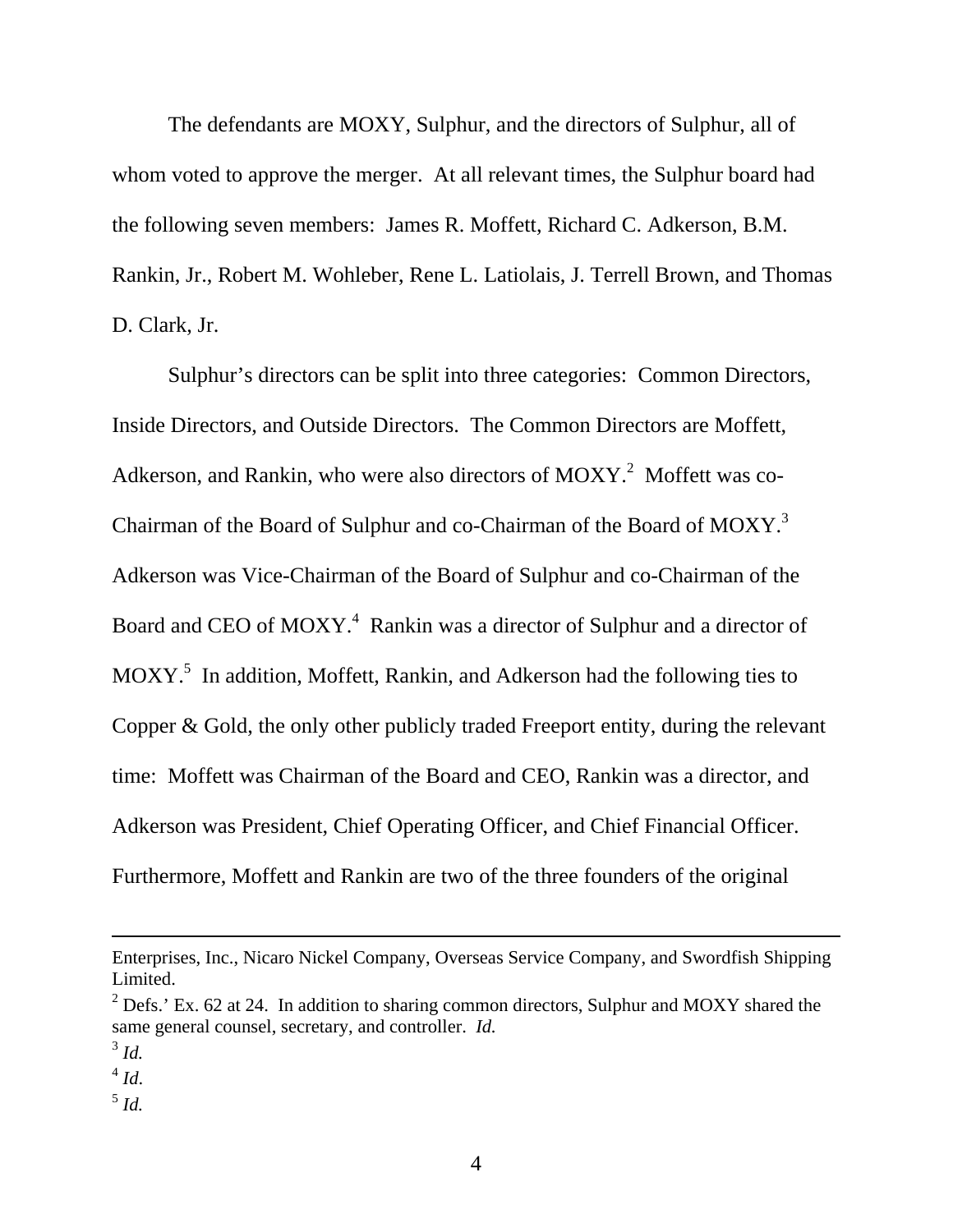The defendants are MOXY, Sulphur, and the directors of Sulphur, all of whom voted to approve the merger. At all relevant times, the Sulphur board had the following seven members: James R. Moffett, Richard C. Adkerson, B.M. Rankin, Jr., Robert M. Wohleber, Rene L. Latiolais, J. Terrell Brown, and Thomas D. Clark, Jr.

Sulphur's directors can be split into three categories: Common Directors, Inside Directors, and Outside Directors. The Common Directors are Moffett, Adkerson, and Rankin, who were also directors of MOXY.[2] Moffett was co-Chairman of the Board of Sulphur and co-Chairman of the Board of MOXY.[3] Adkerson was Vice-Chairman of the Board of Sulphur and co-Chairman of the Board and CEO of MOXY.[4] Rankin was a director of Sulphur and a director of MOXY.[5] In addition, Moffett, Rankin, and Adkerson had the following ties to Copper & Gold, the only other publicly traded Freeport entity, during the relevant time: Moffett was Chairman of the Board and CEO, Rankin was a director, and Adkerson was President, Chief Operating Officer, and Chief Financial Officer. Furthermore, Moffett and Rankin are two of the three founders of the original

---

Enterprises, Inc., Nicaro Nickel Company, Overseas Service Company, and Swordfish Shipping Limited.

[2] Defs.' Ex. 62 at 24. In addition to sharing common directors, Sulphur and MOXY shared the same general counsel, secretary, and controller. *Id.*

[3] *Id.*

[4] *Id.*

[5] *Id.*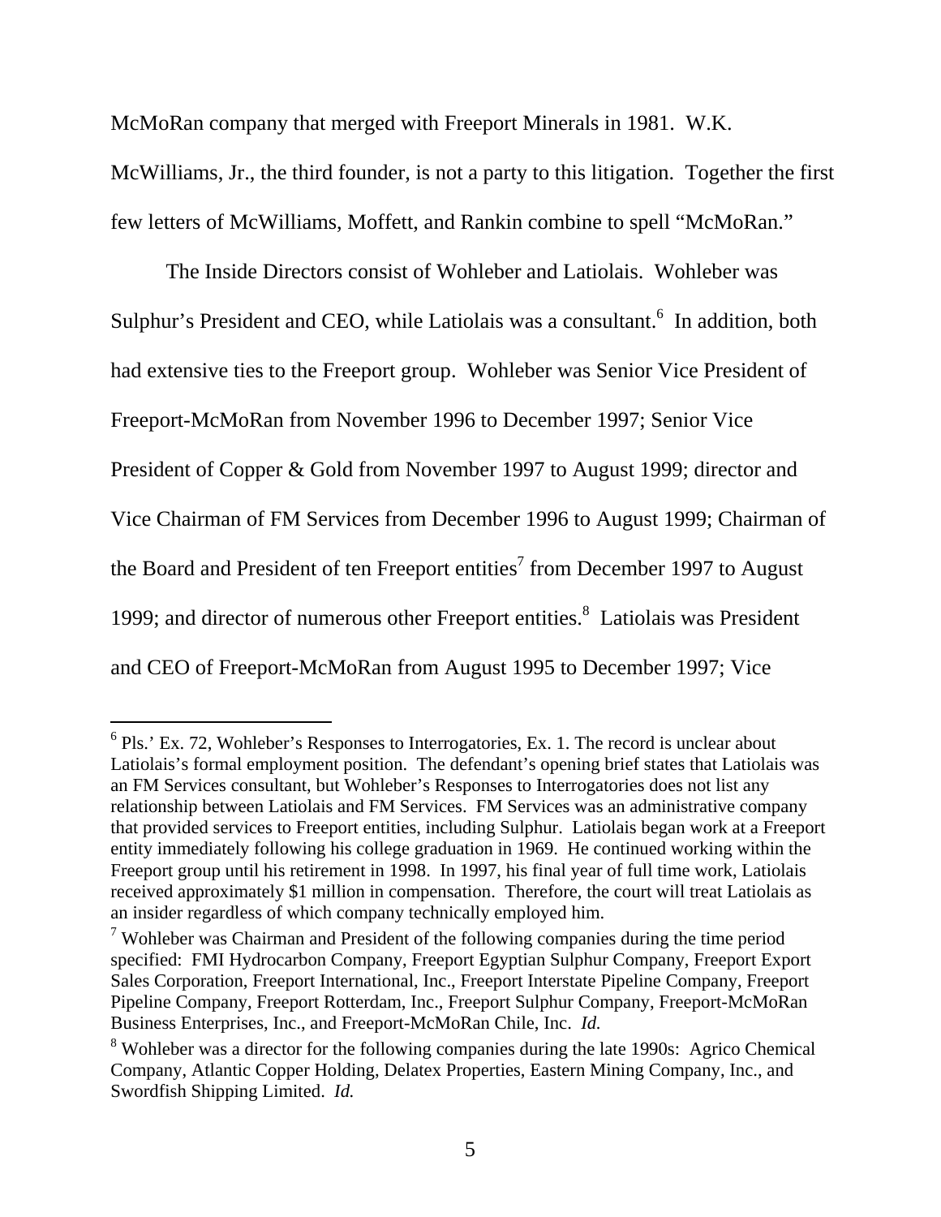McMoRan company that merged with Freeport Minerals in 1981. W.K. McWilliams, Jr., the third founder, is not a party to this litigation. Together the first few letters of McWilliams, Moffett, and Rankin combine to spell "McMoRan."

The Inside Directors consist of Wohleber and Latiolais. Wohleber was Sulphur's President and CEO, while Latiolais was a consultant.[6] In addition, both had extensive ties to the Freeport group. Wohleber was Senior Vice President of Freeport-McMoRan from November 1996 to December 1997; Senior Vice President of Copper & Gold from November 1997 to August 1999; director and Vice Chairman of FM Services from December 1996 to August 1999; Chairman of the Board and President of ten Freeport entities[7] from December 1997 to August 1999; and director of numerous other Freeport entities.[8] Latiolais was President and CEO of Freeport-McMoRan from August 1995 to December 1997; Vice

---

[6] Pls.' Ex. 72, Wohleber's Responses to Interrogatories, Ex. 1. The record is unclear about Latiolais's formal employment position. The defendant's opening brief states that Latiolais was an FM Services consultant, but Wohleber's Responses to Interrogatories does not list any relationship between Latiolais and FM Services. FM Services was an administrative company that provided services to Freeport entities, including Sulphur. Latiolais began work at a Freeport entity immediately following his college graduation in 1969. He continued working within the Freeport group until his retirement in 1998. In 1997, his final year of full time work, Latiolais received approximately $1 million in compensation. Therefore, the court will treat Latiolais as an insider regardless of which company technically employed him.

[7] Wohleber was Chairman and President of the following companies during the time period specified: FMI Hydrocarbon Company, Freeport Egyptian Sulphur Company, Freeport Export Sales Corporation, Freeport International, Inc., Freeport Interstate Pipeline Company, Freeport Pipeline Company, Freeport Rotterdam, Inc., Freeport Sulphur Company, Freeport-McMoRan Business Enterprises, Inc., and Freeport-McMoRan Chile, Inc. *Id.*

[8] Wohleber was a director for the following companies during the late 1990s: Agrico Chemical Company, Atlantic Copper Holding, Delatex Properties, Eastern Mining Company, Inc., and Swordfish Shipping Limited. *Id.*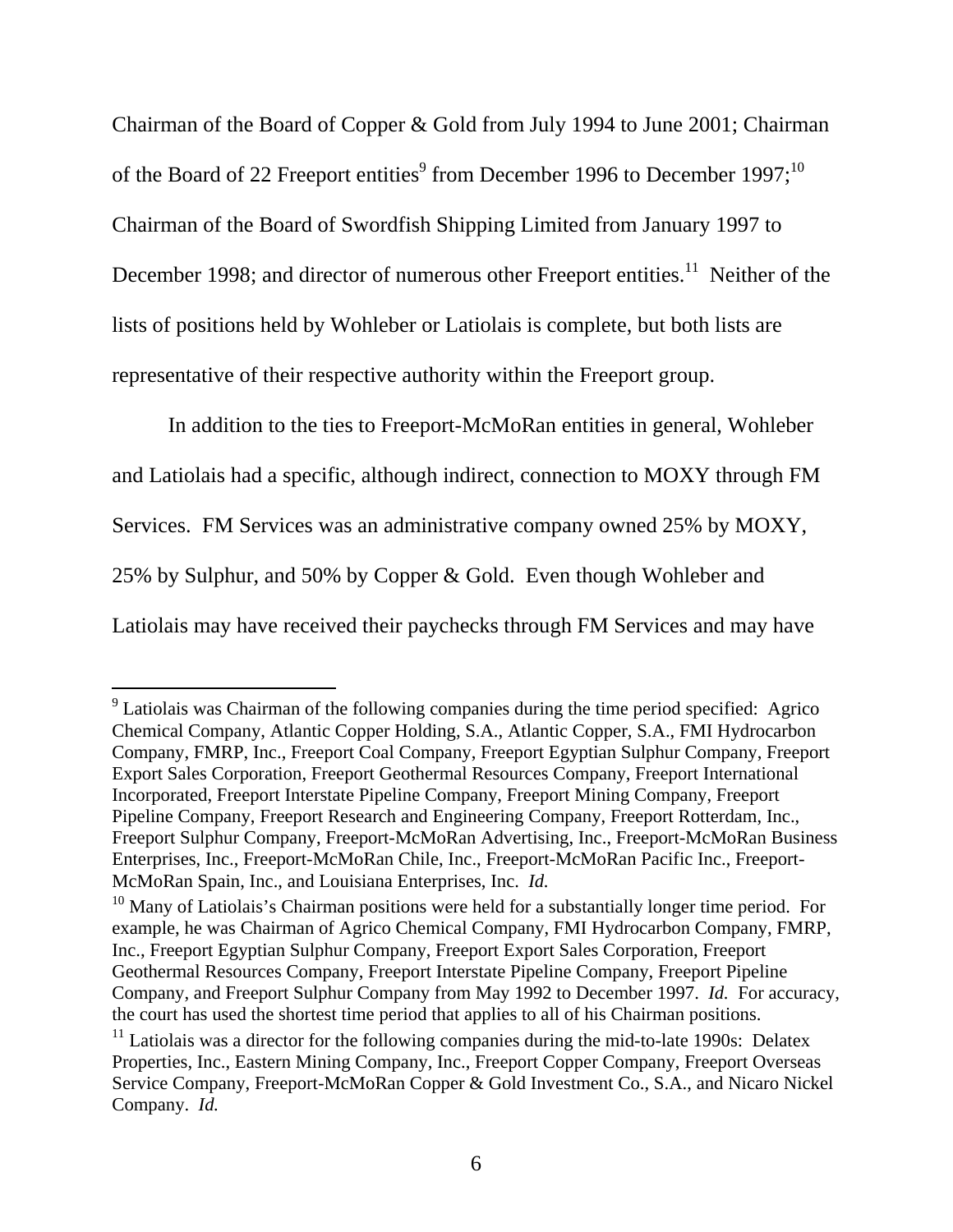Chairman of the Board of Copper & Gold from July 1994 to June 2001; Chairman of the Board of 22 Freeport entities[9] from December 1996 to December 1997;[10] Chairman of the Board of Swordfish Shipping Limited from January 1997 to December 1998; and director of numerous other Freeport entities.[11] Neither of the lists of positions held by Wohleber or Latiolais is complete, but both lists are representative of their respective authority within the Freeport group.

In addition to the ties to Freeport-McMoRan entities in general, Wohleber and Latiolais had a specific, although indirect, connection to MOXY through FM Services. FM Services was an administrative company owned 25% by MOXY, 25% by Sulphur, and 50% by Copper & Gold. Even though Wohleber and Latiolais may have received their paychecks through FM Services and may have

---

[9] Latiolais was Chairman of the following companies during the time period specified: Agrico Chemical Company, Atlantic Copper Holding, S.A., Atlantic Copper, S.A., FMI Hydrocarbon Company, FMRP, Inc., Freeport Coal Company, Freeport Egyptian Sulphur Company, Freeport Export Sales Corporation, Freeport Geothermal Resources Company, Freeport International Incorporated, Freeport Interstate Pipeline Company, Freeport Mining Company, Freeport Pipeline Company, Freeport Research and Engineering Company, Freeport Rotterdam, Inc., Freeport Sulphur Company, Freeport-McMoRan Advertising, Inc., Freeport-McMoRan Business Enterprises, Inc., Freeport-McMoRan Chile, Inc., Freeport-McMoRan Pacific Inc., Freeport-McMoRan Spain, Inc., and Louisiana Enterprises, Inc. *Id.*

[10] Many of Latiolais's Chairman positions were held for a substantially longer time period. For example, he was Chairman of Agrico Chemical Company, FMI Hydrocarbon Company, FMRP, Inc., Freeport Egyptian Sulphur Company, Freeport Export Sales Corporation, Freeport Geothermal Resources Company, Freeport Interstate Pipeline Company, Freeport Pipeline Company, and Freeport Sulphur Company from May 1992 to December 1997. *Id.* For accuracy, the court has used the shortest time period that applies to all of his Chairman positions.

[11] Latiolais was a director for the following companies during the mid-to-late 1990s: Delatex Properties, Inc., Eastern Mining Company, Inc., Freeport Copper Company, Freeport Overseas Service Company, Freeport-McMoRan Copper & Gold Investment Co., S.A., and Nicaro Nickel Company. *Id.*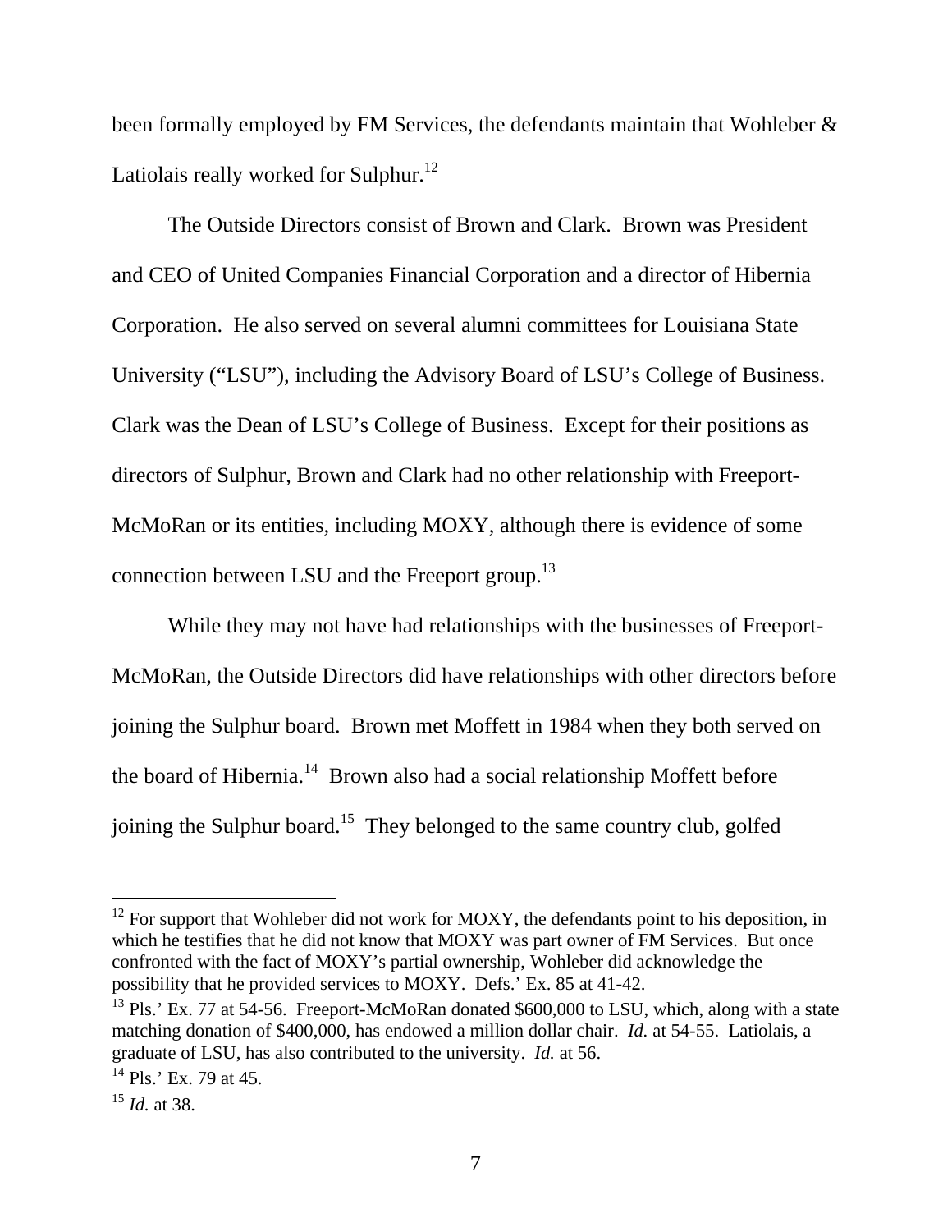been formally employed by FM Services, the defendants maintain that Wohleber & Latiolais really worked for Sulphur.[12]

The Outside Directors consist of Brown and Clark. Brown was President and CEO of United Companies Financial Corporation and a director of Hibernia Corporation. He also served on several alumni committees for Louisiana State University ("LSU"), including the Advisory Board of LSU's College of Business. Clark was the Dean of LSU's College of Business. Except for their positions as directors of Sulphur, Brown and Clark had no other relationship with Freeport-McMoRan or its entities, including MOXY, although there is evidence of some connection between LSU and the Freeport group.[13]

While they may not have had relationships with the businesses of Freeport-McMoRan, the Outside Directors did have relationships with other directors before joining the Sulphur board. Brown met Moffett in 1984 when they both served on the board of Hibernia.[14] Brown also had a social relationship Moffett before joining the Sulphur board.[15] They belonged to the same country club, golfed

---

[12] For support that Wohleber did not work for MOXY, the defendants point to his deposition, in which he testifies that he did not know that MOXY was part owner of FM Services. But once confronted with the fact of MOXY's partial ownership, Wohleber did acknowledge the possibility that he provided services to MOXY. Defs.' Ex. 85 at 41-42.

[13] Pls.' Ex. 77 at 54-56. Freeport-McMoRan donated $600,000 to LSU, which, along with a state matching donation of $400,000, has endowed a million dollar chair. *Id.* at 54-55. Latiolais, a graduate of LSU, has also contributed to the university. *Id.* at 56.

[14] Pls.' Ex. 79 at 45.

[15] *Id.* at 38.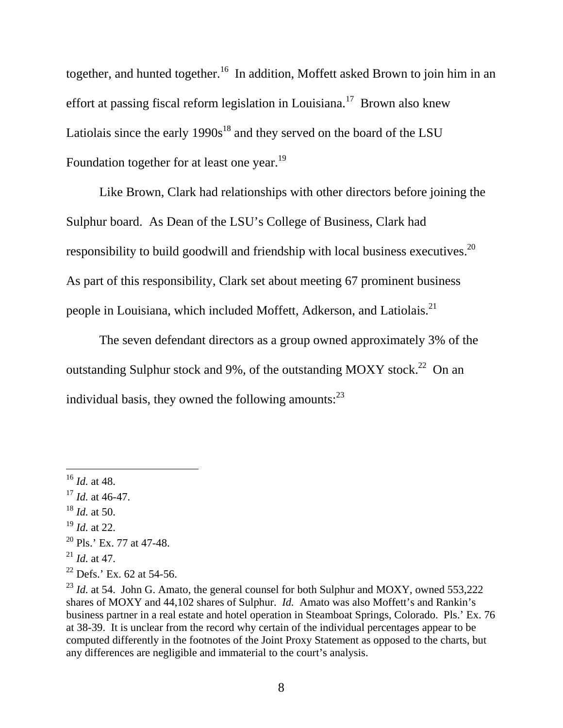together, and hunted together.[16] In addition, Moffett asked Brown to join him in an effort at passing fiscal reform legislation in Louisiana.[17] Brown also knew Latiolais since the early 1990s[18] and they served on the board of the LSU Foundation together for at least one year.[19]

Like Brown, Clark had relationships with other directors before joining the Sulphur board. As Dean of the LSU's College of Business, Clark had responsibility to build goodwill and friendship with local business executives.[20] As part of this responsibility, Clark set about meeting 67 prominent business people in Louisiana, which included Moffett, Adkerson, and Latiolais.[21]

The seven defendant directors as a group owned approximately 3% of the outstanding Sulphur stock and 9%, of the outstanding MOXY stock.[22] On an individual basis, they owned the following amounts:[23]

---

[16] *Id.* at 48.

[17] *Id.* at 46-47.

[18] *Id.* at 50.

[19] *Id.* at 22.

[20] Pls.' Ex. 77 at 47-48.

[21] *Id.* at 47.

[22] Defs.' Ex. 62 at 54-56.

[23] *Id.* at 54. John G. Amato, the general counsel for both Sulphur and MOXY, owned 553,222 shares of MOXY and 44,102 shares of Sulphur. *Id.* Amato was also Moffett's and Rankin's business partner in a real estate and hotel operation in Steamboat Springs, Colorado. Pls.' Ex. 76 at 38-39. It is unclear from the record why certain of the individual percentages appear to be computed differently in the footnotes of the Joint Proxy Statement as opposed to the charts, but any differences are negligible and immaterial to the court's analysis.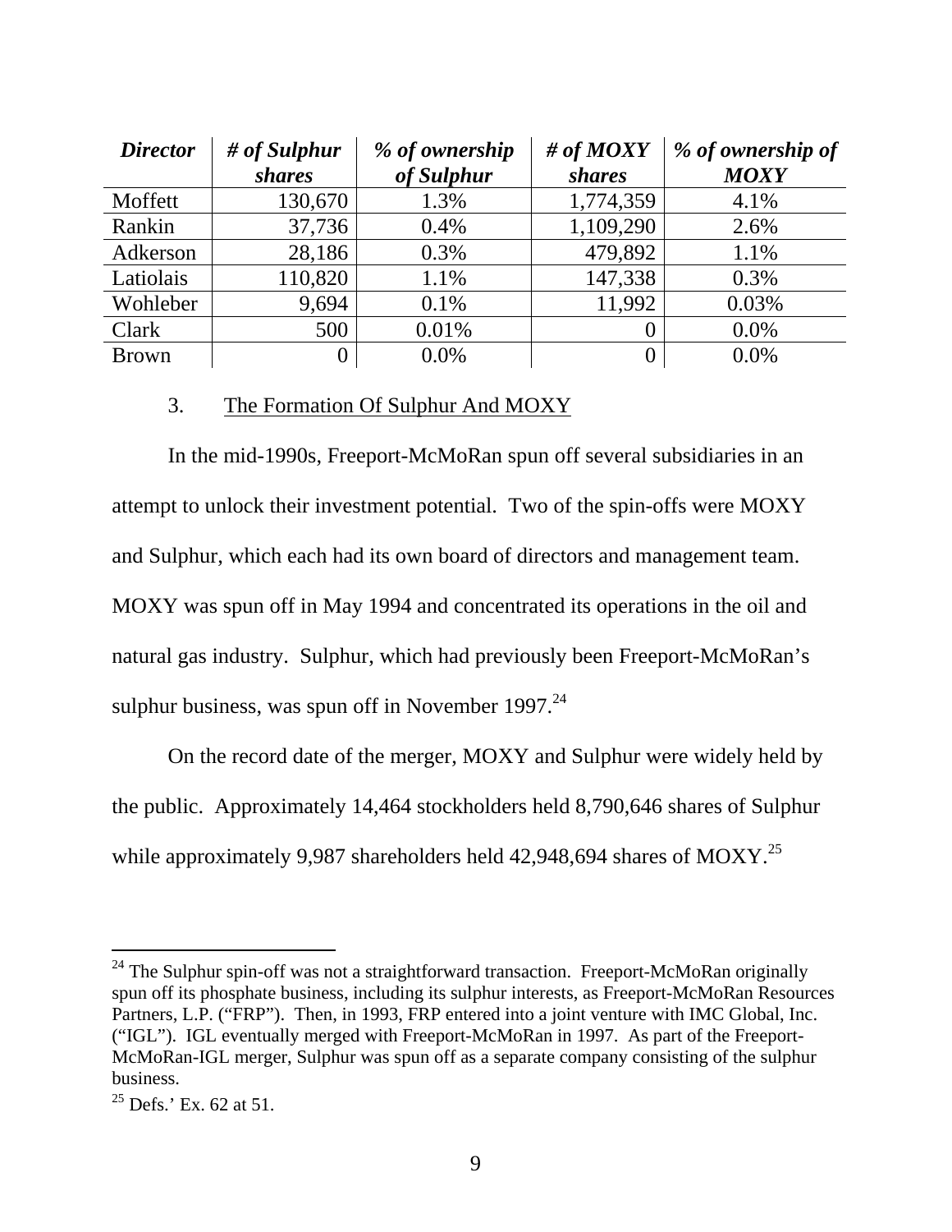| *Director* | *# of Sulphur shares* | *% of ownership of Sulphur* | *# of MOXY shares* | *% of ownership of MOXY* |
|---|---|---|---|---|
| Moffett | 130,670 | 1.3% | 1,774,359 | 4.1% |
| Rankin | 37,736 | 0.4% | 1,109,290 | 2.6% |
| Adkerson | 28,186 | 0.3% | 479,892 | 1.1% |
| Latiolais | 110,820 | 1.1% | 147,338 | 0.3% |
| Wohleber | 9,694 | 0.1% | 11,992 | 0.03% |
| Clark | 500 | 0.01% | 0 | 0.0% |
| Brown | 0 | 0.0% | 0 | 0.0% |

3. The Formation Of Sulphur And MOXY

In the mid-1990s, Freeport-McMoRan spun off several subsidiaries in an attempt to unlock their investment potential. Two of the spin-offs were MOXY and Sulphur, which each had its own board of directors and management team. MOXY was spun off in May 1994 and concentrated its operations in the oil and natural gas industry. Sulphur, which had previously been Freeport-McMoRan's sulphur business, was spun off in November 1997.[24]

On the record date of the merger, MOXY and Sulphur were widely held by the public. Approximately 14,464 stockholders held 8,790,646 shares of Sulphur while approximately 9,987 shareholders held 42,948,694 shares of MOXY.[25]

---

[24] The Sulphur spin-off was not a straightforward transaction. Freeport-McMoRan originally spun off its phosphate business, including its sulphur interests, as Freeport-McMoRan Resources Partners, L.P. ("FRP"). Then, in 1993, FRP entered into a joint venture with IMC Global, Inc. ("IGL"). IGL eventually merged with Freeport-McMoRan in 1997. As part of the Freeport-McMoRan-IGL merger, Sulphur was spun off as a separate company consisting of the sulphur business.

[25] Defs.' Ex. 62 at 51.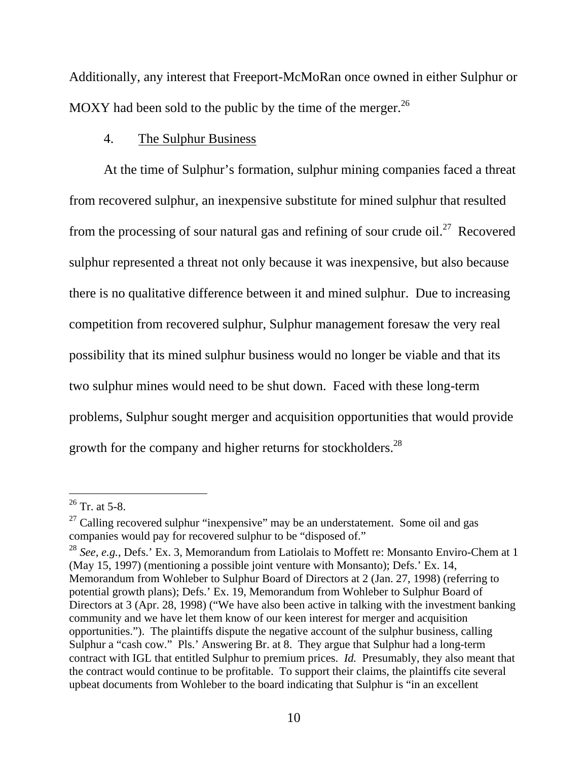Additionally, any interest that Freeport-McMoRan once owned in either Sulphur or MOXY had been sold to the public by the time of the merger.[26]

4. The Sulphur Business

At the time of Sulphur's formation, sulphur mining companies faced a threat from recovered sulphur, an inexpensive substitute for mined sulphur that resulted from the processing of sour natural gas and refining of sour crude oil.[27] Recovered sulphur represented a threat not only because it was inexpensive, but also because there is no qualitative difference between it and mined sulphur. Due to increasing competition from recovered sulphur, Sulphur management foresaw the very real possibility that its mined sulphur business would no longer be viable and that its two sulphur mines would need to be shut down. Faced with these long-term problems, Sulphur sought merger and acquisition opportunities that would provide growth for the company and higher returns for stockholders.[28]

---

[26] Tr. at 5-8.

[27] Calling recovered sulphur "inexpensive" may be an understatement. Some oil and gas companies would pay for recovered sulphur to be "disposed of."

[28] *See, e.g.*, Defs.' Ex. 3, Memorandum from Latiolais to Moffett re: Monsanto Enviro-Chem at 1 (May 15, 1997) (mentioning a possible joint venture with Monsanto); Defs.' Ex. 14, Memorandum from Wohleber to Sulphur Board of Directors at 2 (Jan. 27, 1998) (referring to potential growth plans); Defs.' Ex. 19, Memorandum from Wohleber to Sulphur Board of Directors at 3 (Apr. 28, 1998) ("We have also been active in talking with the investment banking community and we have let them know of our keen interest for merger and acquisition opportunities."). The plaintiffs dispute the negative account of the sulphur business, calling Sulphur a "cash cow." Pls.' Answering Br. at 8. They argue that Sulphur had a long-term contract with IGL that entitled Sulphur to premium prices. *Id.* Presumably, they also meant that the contract would continue to be profitable. To support their claims, the plaintiffs cite several upbeat documents from Wohleber to the board indicating that Sulphur is "in an excellent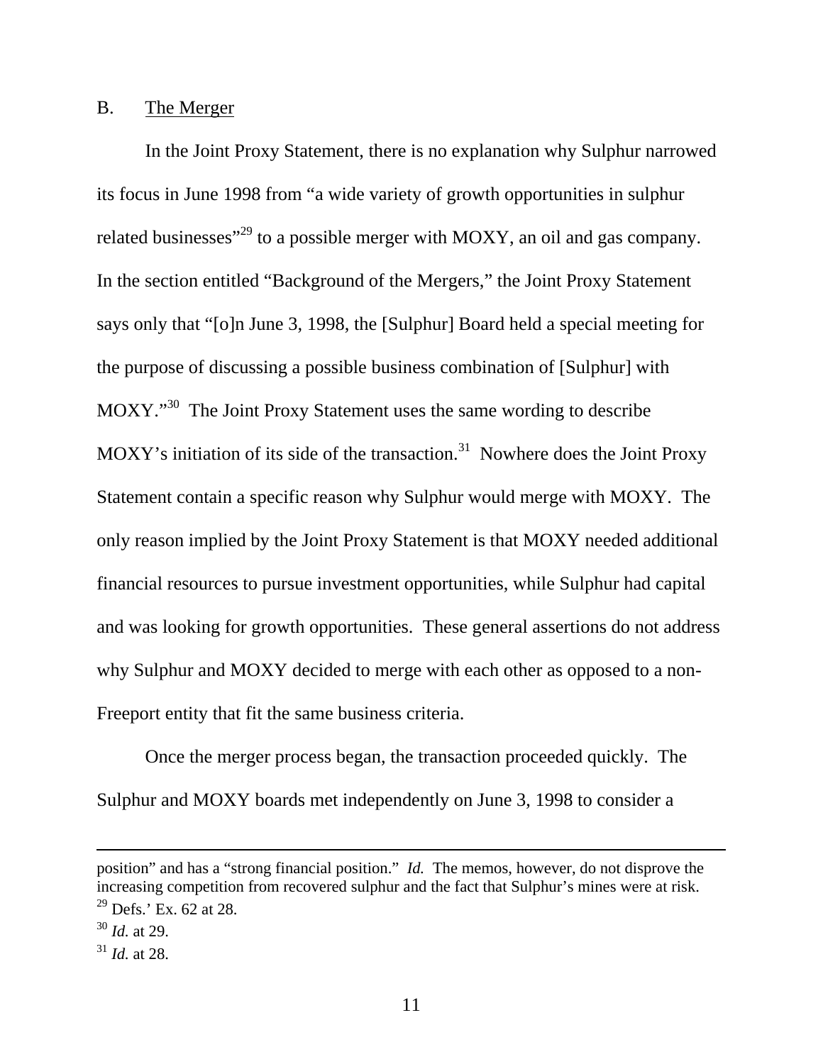B. The Merger

In the Joint Proxy Statement, there is no explanation why Sulphur narrowed its focus in June 1998 from "a wide variety of growth opportunities in sulphur related businesses"[29] to a possible merger with MOXY, an oil and gas company. In the section entitled "Background of the Mergers," the Joint Proxy Statement says only that "[o]n June 3, 1998, the [Sulphur] Board held a special meeting for the purpose of discussing a possible business combination of [Sulphur] with MOXY."[30] The Joint Proxy Statement uses the same wording to describe MOXY's initiation of its side of the transaction.[31] Nowhere does the Joint Proxy Statement contain a specific reason why Sulphur would merge with MOXY. The only reason implied by the Joint Proxy Statement is that MOXY needed additional financial resources to pursue investment opportunities, while Sulphur had capital and was looking for growth opportunities. These general assertions do not address why Sulphur and MOXY decided to merge with each other as opposed to a non-Freeport entity that fit the same business criteria.

Once the merger process began, the transaction proceeded quickly. The Sulphur and MOXY boards met independently on June 3, 1998 to consider a

---

position" and has a "strong financial position." *Id.* The memos, however, do not disprove the increasing competition from recovered sulphur and the fact that Sulphur's mines were at risk.

[29] Defs.' Ex. 62 at 28.

[30] *Id.* at 29.

[31] *Id.* at 28.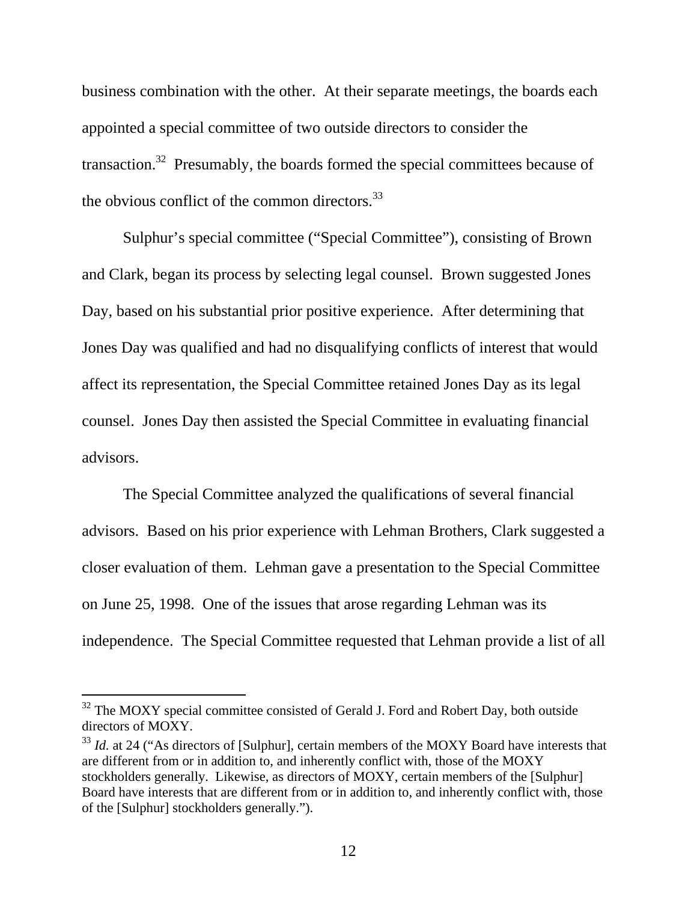business combination with the other. At their separate meetings, the boards each appointed a special committee of two outside directors to consider the transaction.[32] Presumably, the boards formed the special committees because of the obvious conflict of the common directors.[33]

Sulphur's special committee ("Special Committee"), consisting of Brown and Clark, began its process by selecting legal counsel. Brown suggested Jones Day, based on his substantial prior positive experience. After determining that Jones Day was qualified and had no disqualifying conflicts of interest that would affect its representation, the Special Committee retained Jones Day as its legal counsel. Jones Day then assisted the Special Committee in evaluating financial advisors.

The Special Committee analyzed the qualifications of several financial advisors. Based on his prior experience with Lehman Brothers, Clark suggested a closer evaluation of them. Lehman gave a presentation to the Special Committee on June 25, 1998. One of the issues that arose regarding Lehman was its independence. The Special Committee requested that Lehman provide a list of all

---

[32] The MOXY special committee consisted of Gerald J. Ford and Robert Day, both outside directors of MOXY.

[33] *Id.* at 24 ("As directors of [Sulphur], certain members of the MOXY Board have interests that are different from or in addition to, and inherently conflict with, those of the MOXY stockholders generally. Likewise, as directors of MOXY, certain members of the [Sulphur] Board have interests that are different from or in addition to, and inherently conflict with, those of the [Sulphur] stockholders generally.").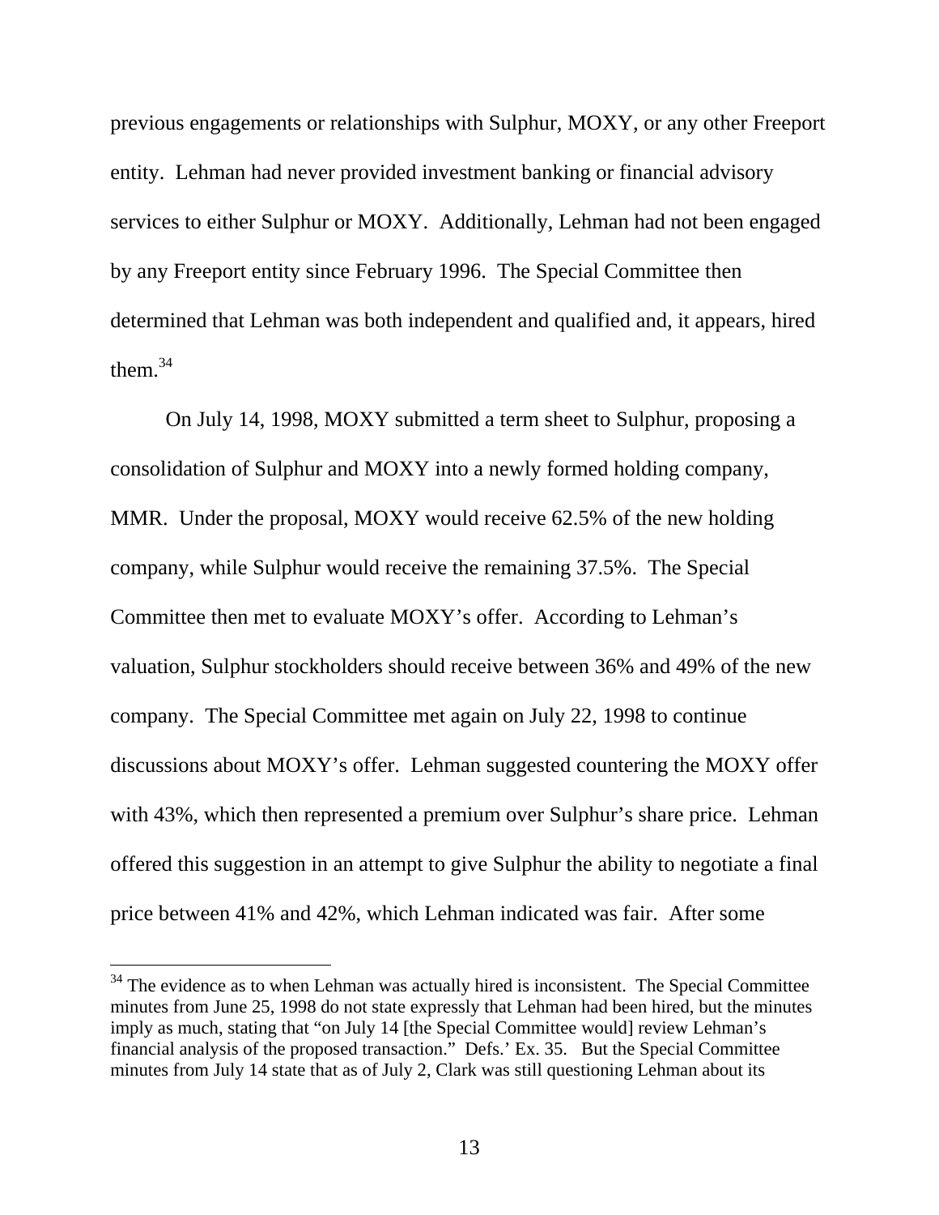previous engagements or relationships with Sulphur, MOXY, or any other Freeport entity. Lehman had never provided investment banking or financial advisory services to either Sulphur or MOXY. Additionally, Lehman had not been engaged by any Freeport entity since February 1996. The Special Committee then determined that Lehman was both independent and qualified and, it appears, hired them.[34]

On July 14, 1998, MOXY submitted a term sheet to Sulphur, proposing a consolidation of Sulphur and MOXY into a newly formed holding company, MMR. Under the proposal, MOXY would receive 62.5% of the new holding company, while Sulphur would receive the remaining 37.5%. The Special Committee then met to evaluate MOXY's offer. According to Lehman's valuation, Sulphur stockholders should receive between 36% and 49% of the new company. The Special Committee met again on July 22, 1998 to continue discussions about MOXY's offer. Lehman suggested countering the MOXY offer with 43%, which then represented a premium over Sulphur's share price. Lehman offered this suggestion in an attempt to give Sulphur the ability to negotiate a final price between 41% and 42%, which Lehman indicated was fair. After some

---

[34] The evidence as to when Lehman was actually hired is inconsistent. The Special Committee minutes from June 25, 1998 do not state expressly that Lehman had been hired, but the minutes imply as much, stating that "on July 14 [the Special Committee would] review Lehman's financial analysis of the proposed transaction." Defs.' Ex. 35. But the Special Committee minutes from July 14 state that as of July 2, Clark was still questioning Lehman about its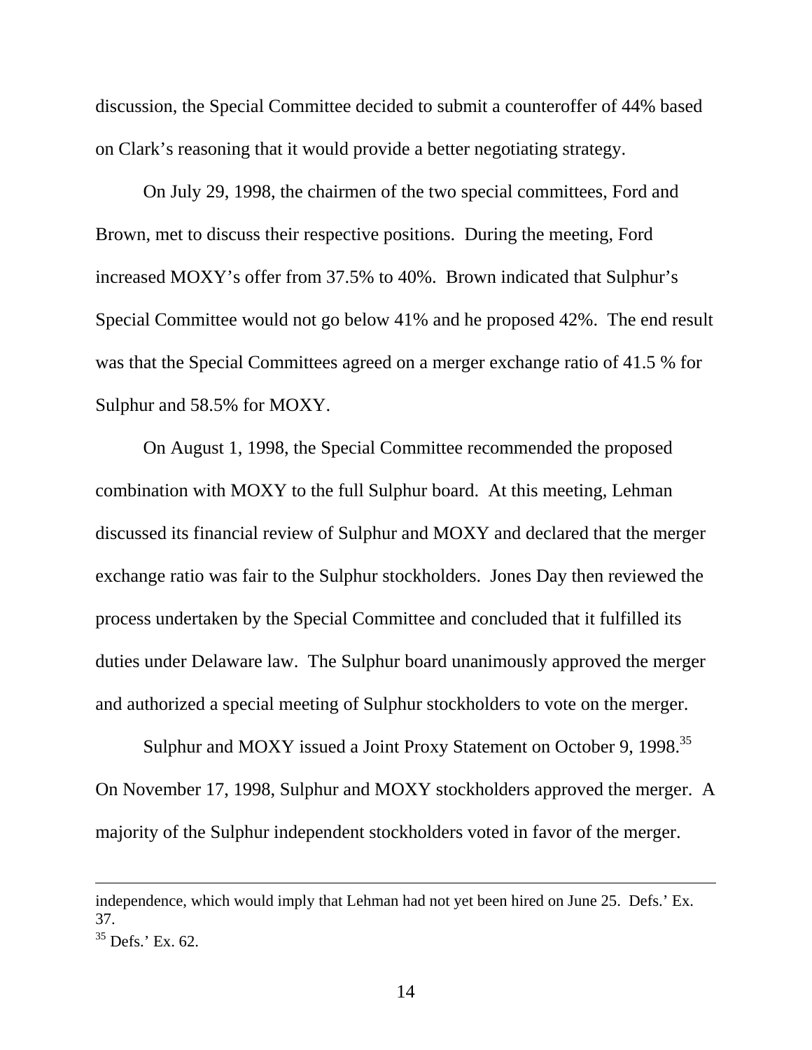discussion, the Special Committee decided to submit a counteroffer of 44% based on Clark's reasoning that it would provide a better negotiating strategy.

On July 29, 1998, the chairmen of the two special committees, Ford and Brown, met to discuss their respective positions. During the meeting, Ford increased MOXY's offer from 37.5% to 40%. Brown indicated that Sulphur's Special Committee would not go below 41% and he proposed 42%. The end result was that the Special Committees agreed on a merger exchange ratio of 41.5 % for Sulphur and 58.5% for MOXY.

On August 1, 1998, the Special Committee recommended the proposed combination with MOXY to the full Sulphur board. At this meeting, Lehman discussed its financial review of Sulphur and MOXY and declared that the merger exchange ratio was fair to the Sulphur stockholders. Jones Day then reviewed the process undertaken by the Special Committee and concluded that it fulfilled its duties under Delaware law. The Sulphur board unanimously approved the merger and authorized a special meeting of Sulphur stockholders to vote on the merger.

Sulphur and MOXY issued a Joint Proxy Statement on October 9, 1998.[35] On November 17, 1998, Sulphur and MOXY stockholders approved the merger. A majority of the Sulphur independent stockholders voted in favor of the merger.

---

independence, which would imply that Lehman had not yet been hired on June 25. Defs.' Ex. 37.

[35] Defs.' Ex. 62.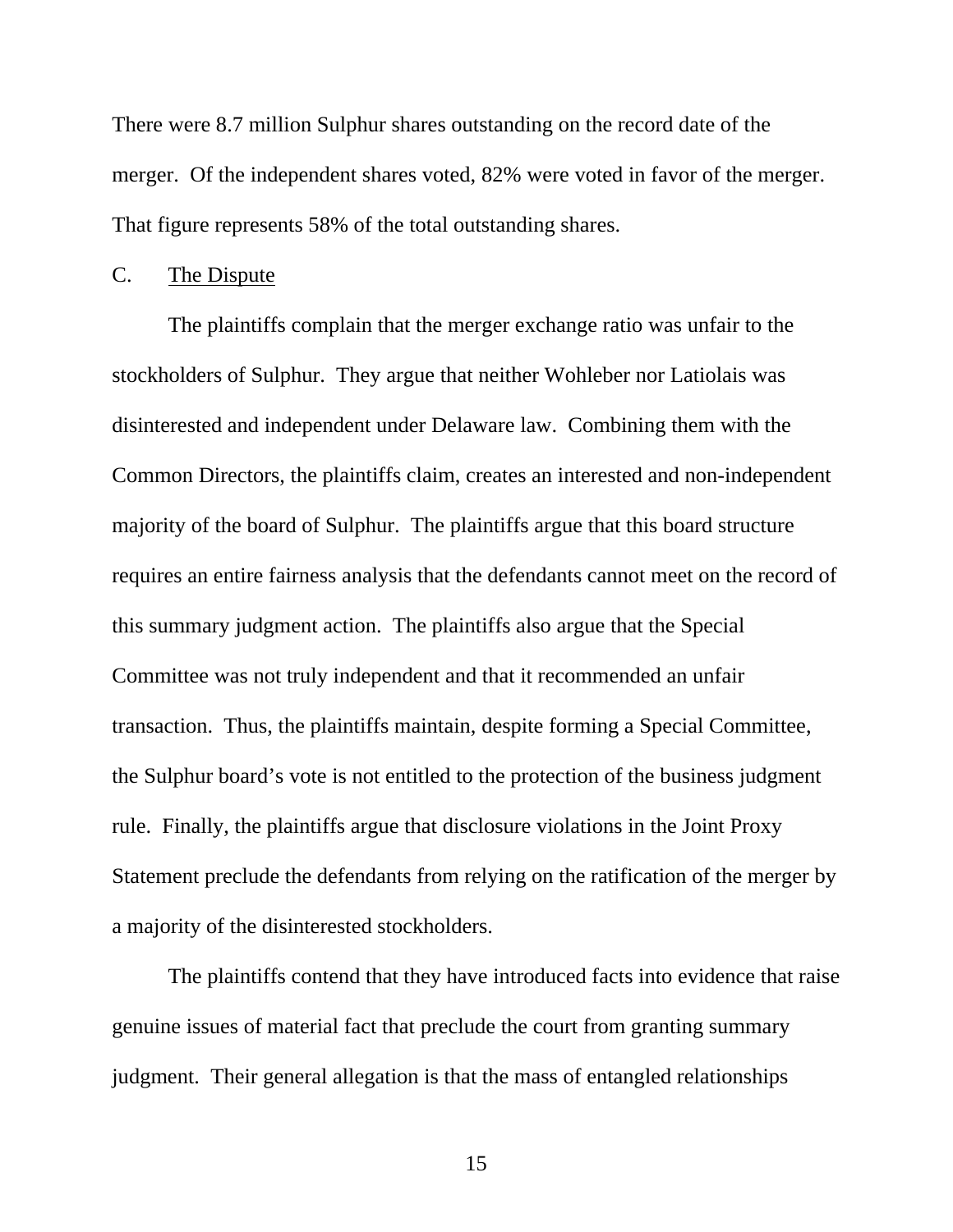There were 8.7 million Sulphur shares outstanding on the record date of the merger. Of the independent shares voted, 82% were voted in favor of the merger. That figure represents 58% of the total outstanding shares.

### C. <u>The Dispute</u>

The plaintiffs complain that the merger exchange ratio was unfair to the stockholders of Sulphur. They argue that neither Wohleber nor Latiolais was disinterested and independent under Delaware law. Combining them with the Common Directors, the plaintiffs claim, creates an interested and non-independent majority of the board of Sulphur. The plaintiffs argue that this board structure requires an entire fairness analysis that the defendants cannot meet on the record of this summary judgment action. The plaintiffs also argue that the Special Committee was not truly independent and that it recommended an unfair transaction. Thus, the plaintiffs maintain, despite forming a Special Committee, the Sulphur board's vote is not entitled to the protection of the business judgment rule. Finally, the plaintiffs argue that disclosure violations in the Joint Proxy Statement preclude the defendants from relying on the ratification of the merger by a majority of the disinterested stockholders.

The plaintiffs contend that they have introduced facts into evidence that raise genuine issues of material fact that preclude the court from granting summary judgment. Their general allegation is that the mass of entangled relationships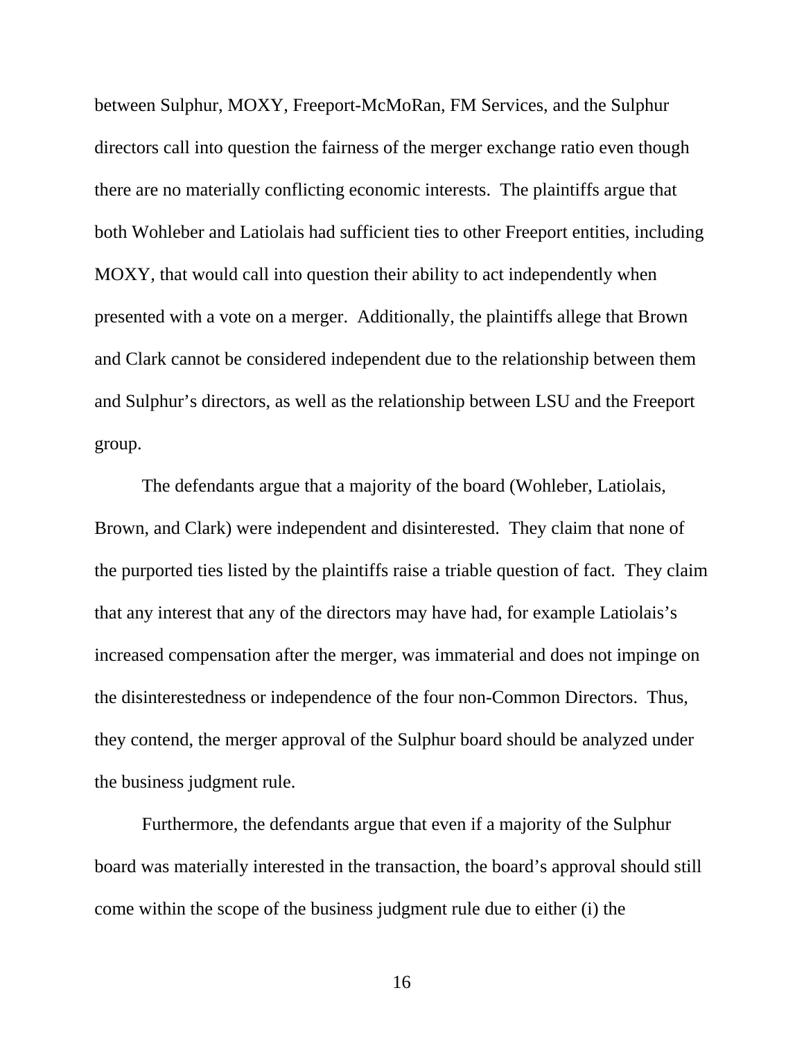between Sulphur, MOXY, Freeport-McMoRan, FM Services, and the Sulphur directors call into question the fairness of the merger exchange ratio even though there are no materially conflicting economic interests. The plaintiffs argue that both Wohleber and Latiolais had sufficient ties to other Freeport entities, including MOXY, that would call into question their ability to act independently when presented with a vote on a merger. Additionally, the plaintiffs allege that Brown and Clark cannot be considered independent due to the relationship between them and Sulphur's directors, as well as the relationship between LSU and the Freeport group.

The defendants argue that a majority of the board (Wohleber, Latiolais, Brown, and Clark) were independent and disinterested. They claim that none of the purported ties listed by the plaintiffs raise a triable question of fact. They claim that any interest that any of the directors may have had, for example Latiolais's increased compensation after the merger, was immaterial and does not impinge on the disinterestedness or independence of the four non-Common Directors. Thus, they contend, the merger approval of the Sulphur board should be analyzed under the business judgment rule.

Furthermore, the defendants argue that even if a majority of the Sulphur board was materially interested in the transaction, the board's approval should still come within the scope of the business judgment rule due to either (i) the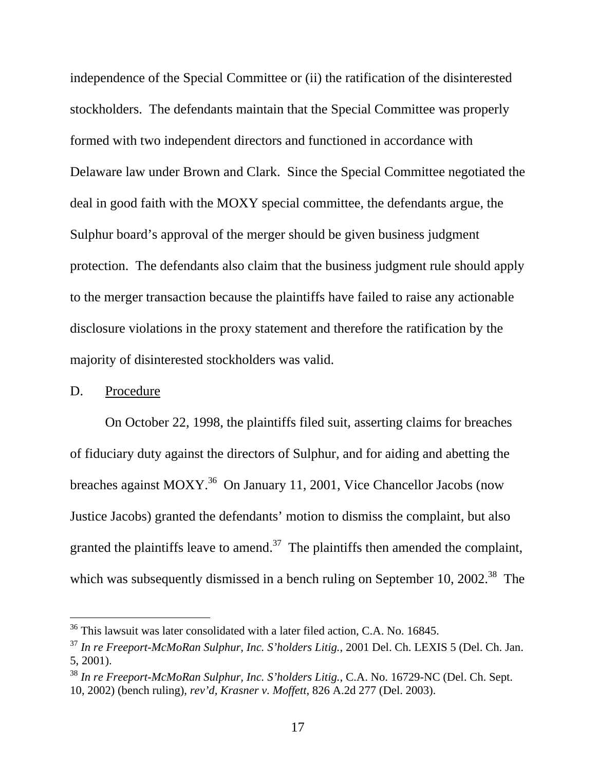independence of the Special Committee or (ii) the ratification of the disinterested stockholders. The defendants maintain that the Special Committee was properly formed with two independent directors and functioned in accordance with Delaware law under Brown and Clark. Since the Special Committee negotiated the deal in good faith with the MOXY special committee, the defendants argue, the Sulphur board's approval of the merger should be given business judgment protection. The defendants also claim that the business judgment rule should apply to the merger transaction because the plaintiffs have failed to raise any actionable disclosure violations in the proxy statement and therefore the ratification by the majority of disinterested stockholders was valid.

D. Procedure

On October 22, 1998, the plaintiffs filed suit, asserting claims for breaches of fiduciary duty against the directors of Sulphur, and for aiding and abetting the breaches against MOXY.[36] On January 11, 2001, Vice Chancellor Jacobs (now Justice Jacobs) granted the defendants' motion to dismiss the complaint, but also granted the plaintiffs leave to amend.[37] The plaintiffs then amended the complaint, which was subsequently dismissed in a bench ruling on September 10, 2002.[38] The

---

[36] This lawsuit was later consolidated with a later filed action, C.A. No. 16845.

[37] *In re Freeport-McMoRan Sulphur, Inc. S'holders Litig.*, 2001 Del. Ch. LEXIS 5 (Del. Ch. Jan. 5, 2001).

[38] *In re Freeport-McMoRan Sulphur, Inc. S'holders Litig.*, C.A. No. 16729-NC (Del. Ch. Sept. 10, 2002) (bench ruling), *rev'd*, *Krasner v. Moffett*, 826 A.2d 277 (Del. 2003).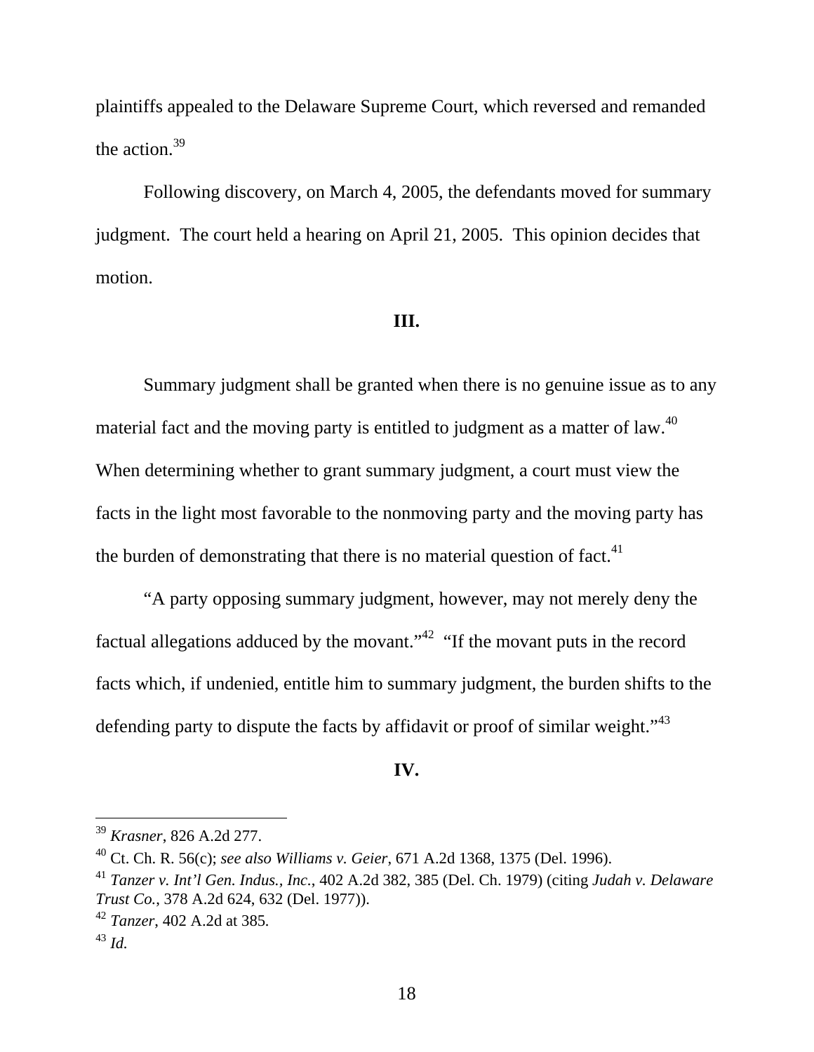plaintiffs appealed to the Delaware Supreme Court, which reversed and remanded the action.[39]

Following discovery, on March 4, 2005, the defendants moved for summary judgment. The court held a hearing on April 21, 2005. This opinion decides that motion.

## III.

Summary judgment shall be granted when there is no genuine issue as to any material fact and the moving party is entitled to judgment as a matter of law.[40] When determining whether to grant summary judgment, a court must view the facts in the light most favorable to the nonmoving party and the moving party has the burden of demonstrating that there is no material question of fact.[41]

"A party opposing summary judgment, however, may not merely deny the factual allegations adduced by the movant."[42] "If the movant puts in the record facts which, if undenied, entitle him to summary judgment, the burden shifts to the defending party to dispute the facts by affidavit or proof of similar weight."[43]

## IV.

---

[39] *Krasner*, 826 A.2d 277.

[40] Ct. Ch. R. 56(c); *see also Williams v. Geier*, 671 A.2d 1368, 1375 (Del. 1996).

[41] *Tanzer v. Int'l Gen. Indus., Inc.*, 402 A.2d 382, 385 (Del. Ch. 1979) (citing *Judah v. Delaware Trust Co.*, 378 A.2d 624, 632 (Del. 1977)).

[42] *Tanzer*, 402 A.2d at 385.

[43] *Id.*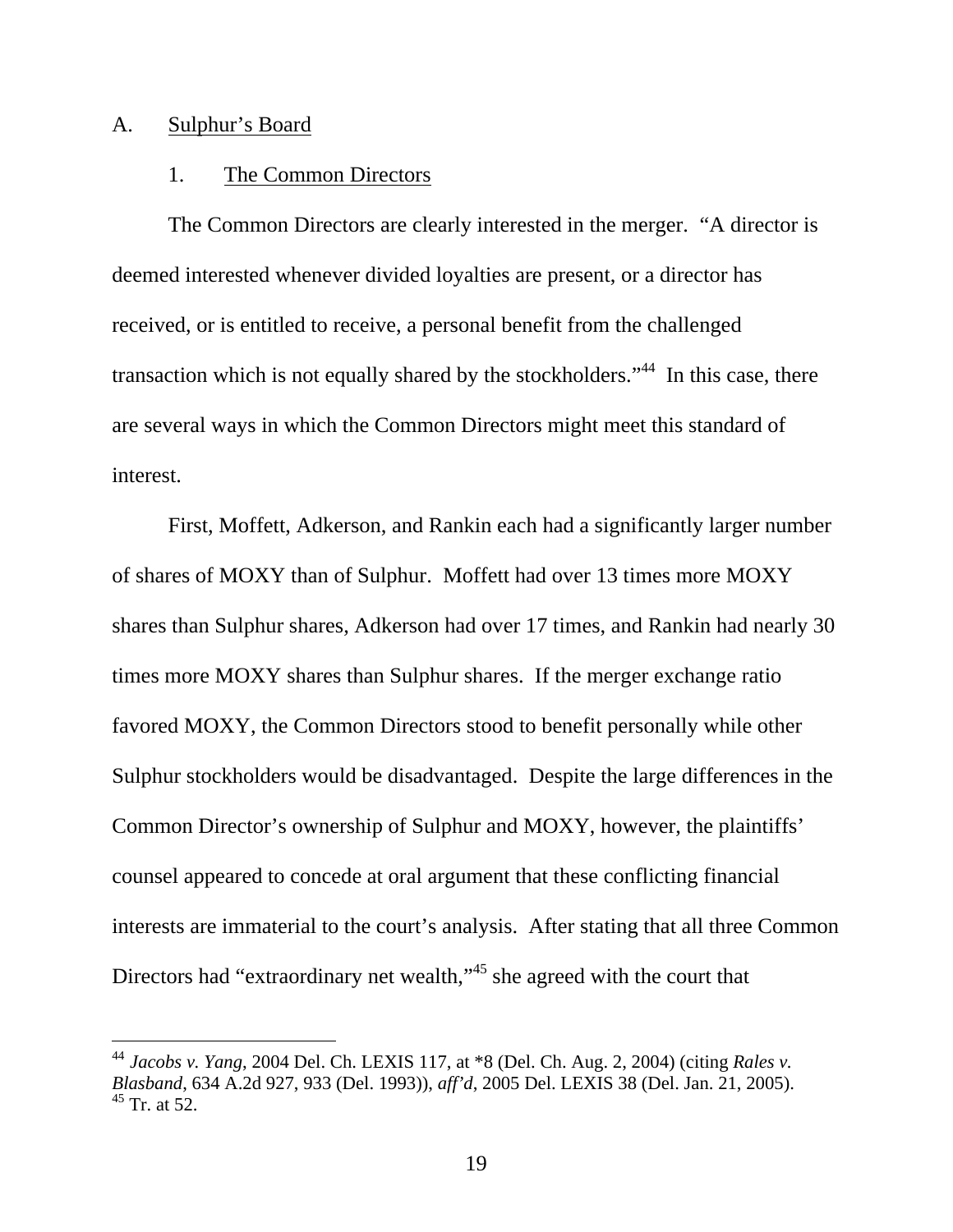A. Sulphur's Board

1. The Common Directors

The Common Directors are clearly interested in the merger. "A director is deemed interested whenever divided loyalties are present, or a director has received, or is entitled to receive, a personal benefit from the challenged transaction which is not equally shared by the stockholders."[44] In this case, there are several ways in which the Common Directors might meet this standard of interest.

First, Moffett, Adkerson, and Rankin each had a significantly larger number of shares of MOXY than of Sulphur. Moffett had over 13 times more MOXY shares than Sulphur shares, Adkerson had over 17 times, and Rankin had nearly 30 times more MOXY shares than Sulphur shares. If the merger exchange ratio favored MOXY, the Common Directors stood to benefit personally while other Sulphur stockholders would be disadvantaged. Despite the large differences in the Common Director's ownership of Sulphur and MOXY, however, the plaintiffs' counsel appeared to concede at oral argument that these conflicting financial interests are immaterial to the court's analysis. After stating that all three Common Directors had "extraordinary net wealth,"[45] she agreed with the court that

---

[44] *Jacobs v. Yang*, 2004 Del. Ch. LEXIS 117, at *8 (Del. Ch. Aug. 2, 2004) (citing *Rales v. Blasband*, 634 A.2d 927, 933 (Del. 1993)), *aff'd*, 2005 Del. LEXIS 38 (Del. Jan. 21, 2005).

[45] Tr. at 52.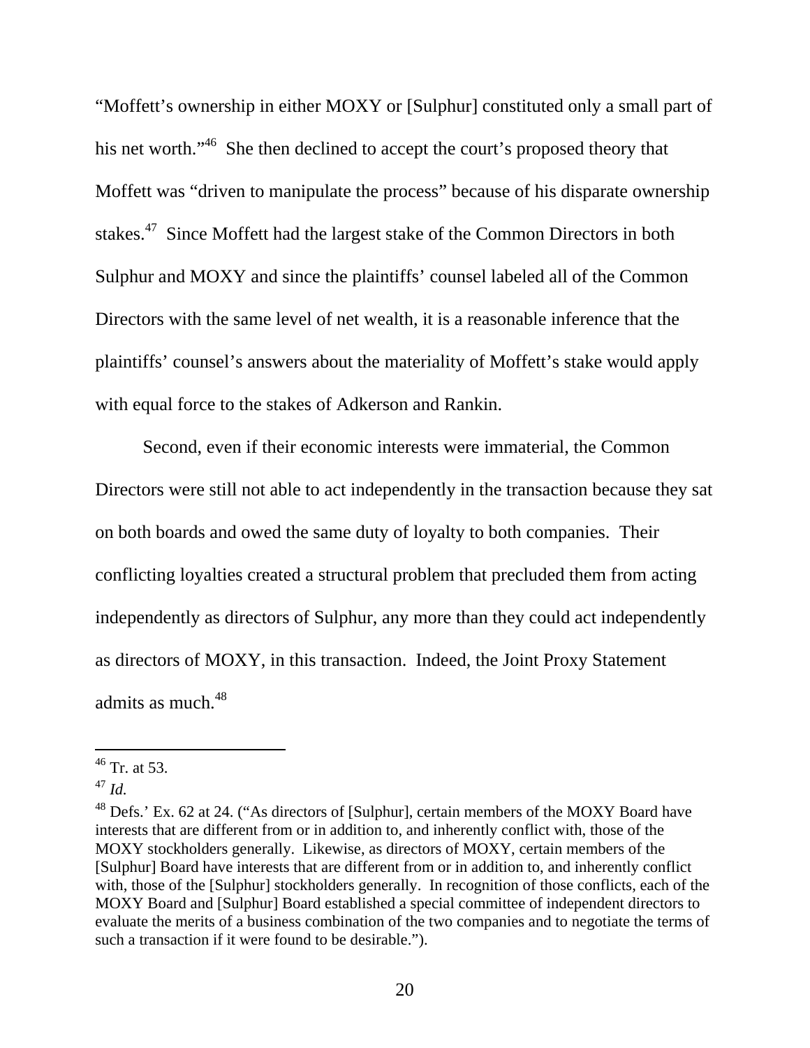"Moffett's ownership in either MOXY or [Sulphur] constituted only a small part of his net worth."[46] She then declined to accept the court's proposed theory that Moffett was "driven to manipulate the process" because of his disparate ownership stakes.[47] Since Moffett had the largest stake of the Common Directors in both Sulphur and MOXY and since the plaintiffs' counsel labeled all of the Common Directors with the same level of net wealth, it is a reasonable inference that the plaintiffs' counsel's answers about the materiality of Moffett's stake would apply with equal force to the stakes of Adkerson and Rankin.

Second, even if their economic interests were immaterial, the Common Directors were still not able to act independently in the transaction because they sat on both boards and owed the same duty of loyalty to both companies. Their conflicting loyalties created a structural problem that precluded them from acting independently as directors of Sulphur, any more than they could act independently as directors of MOXY, in this transaction. Indeed, the Joint Proxy Statement admits as much.[48]

---

[46] Tr. at 53.

[47] *Id.*

[48] Defs.' Ex. 62 at 24. ("As directors of [Sulphur], certain members of the MOXY Board have interests that are different from or in addition to, and inherently conflict with, those of the MOXY stockholders generally. Likewise, as directors of MOXY, certain members of the [Sulphur] Board have interests that are different from or in addition to, and inherently conflict with, those of the [Sulphur] stockholders generally. In recognition of those conflicts, each of the MOXY Board and [Sulphur] Board established a special committee of independent directors to evaluate the merits of a business combination of the two companies and to negotiate the terms of such a transaction if it were found to be desirable.").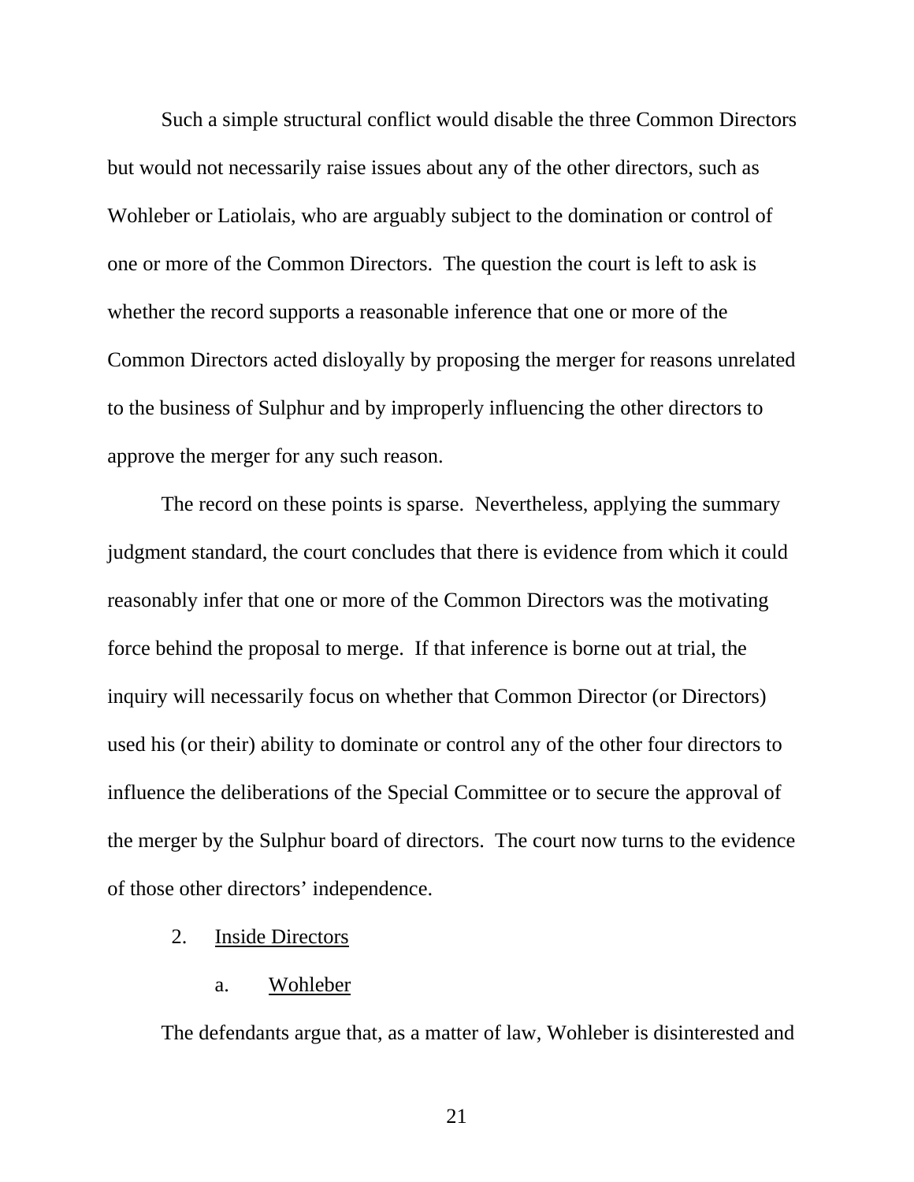Such a simple structural conflict would disable the three Common Directors but would not necessarily raise issues about any of the other directors, such as Wohleber or Latiolais, who are arguably subject to the domination or control of one or more of the Common Directors. The question the court is left to ask is whether the record supports a reasonable inference that one or more of the Common Directors acted disloyally by proposing the merger for reasons unrelated to the business of Sulphur and by improperly influencing the other directors to approve the merger for any such reason.

The record on these points is sparse. Nevertheless, applying the summary judgment standard, the court concludes that there is evidence from which it could reasonably infer that one or more of the Common Directors was the motivating force behind the proposal to merge. If that inference is borne out at trial, the inquiry will necessarily focus on whether that Common Director (or Directors) used his (or their) ability to dominate or control any of the other four directors to influence the deliberations of the Special Committee or to secure the approval of the merger by the Sulphur board of directors. The court now turns to the evidence of those other directors' independence.

2. <u>Inside Directors</u>

a. <u>Wohleber</u>

The defendants argue that, as a matter of law, Wohleber is disinterested and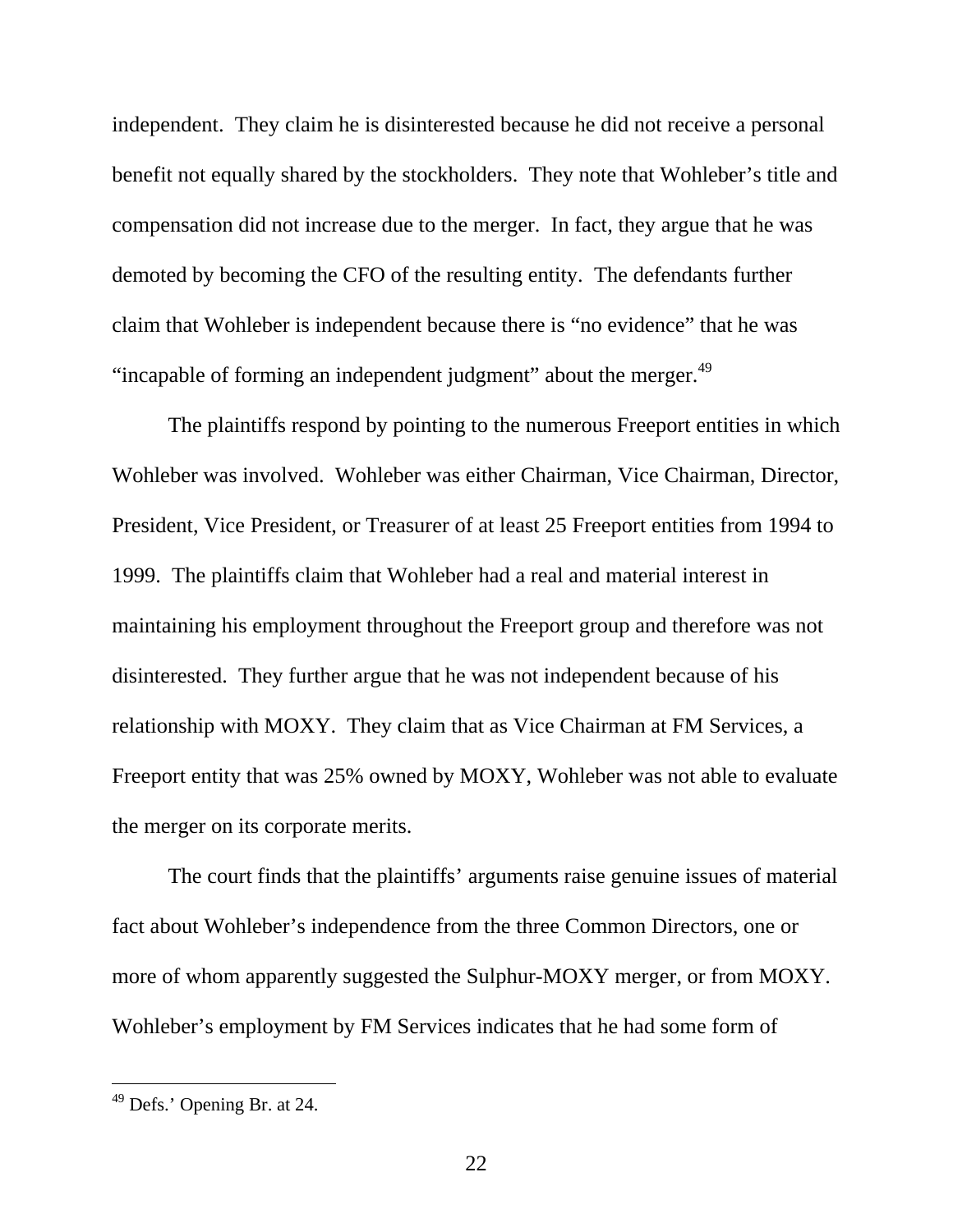independent. They claim he is disinterested because he did not receive a personal benefit not equally shared by the stockholders. They note that Wohleber's title and compensation did not increase due to the merger. In fact, they argue that he was demoted by becoming the CFO of the resulting entity. The defendants further claim that Wohleber is independent because there is "no evidence" that he was "incapable of forming an independent judgment" about the merger.[49]

The plaintiffs respond by pointing to the numerous Freeport entities in which Wohleber was involved. Wohleber was either Chairman, Vice Chairman, Director, President, Vice President, or Treasurer of at least 25 Freeport entities from 1994 to 1999. The plaintiffs claim that Wohleber had a real and material interest in maintaining his employment throughout the Freeport group and therefore was not disinterested. They further argue that he was not independent because of his relationship with MOXY. They claim that as Vice Chairman at FM Services, a Freeport entity that was 25% owned by MOXY, Wohleber was not able to evaluate the merger on its corporate merits.

The court finds that the plaintiffs' arguments raise genuine issues of material fact about Wohleber's independence from the three Common Directors, one or more of whom apparently suggested the Sulphur-MOXY merger, or from MOXY. Wohleber's employment by FM Services indicates that he had some form of

---

[49] Defs.' Opening Br. at 24.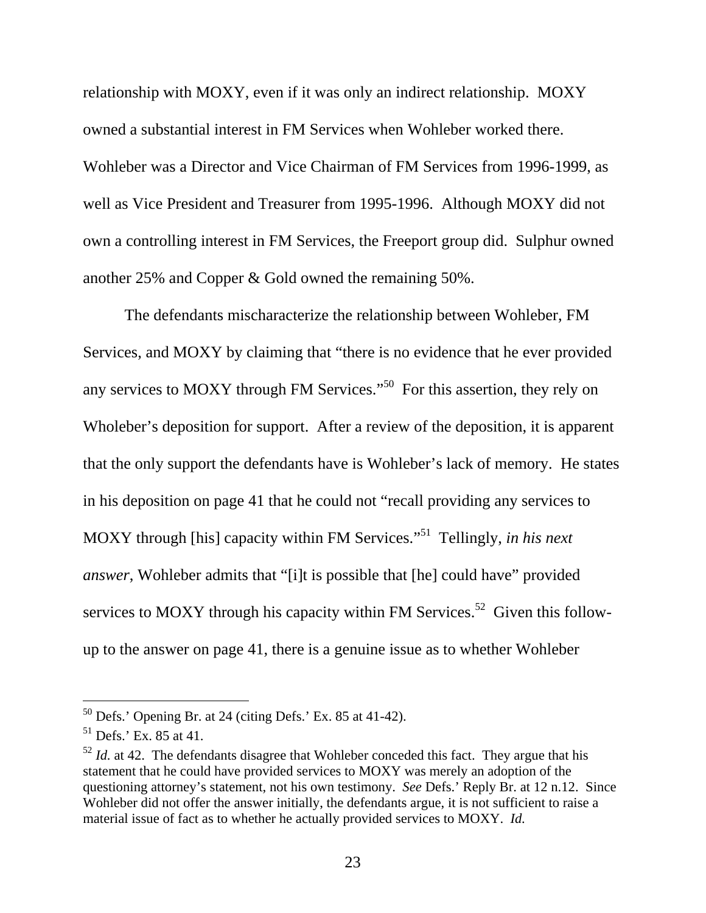relationship with MOXY, even if it was only an indirect relationship. MOXY owned a substantial interest in FM Services when Wohleber worked there. Wohleber was a Director and Vice Chairman of FM Services from 1996-1999, as well as Vice President and Treasurer from 1995-1996. Although MOXY did not own a controlling interest in FM Services, the Freeport group did. Sulphur owned another 25% and Copper & Gold owned the remaining 50%.

The defendants mischaracterize the relationship between Wohleber, FM Services, and MOXY by claiming that "there is no evidence that he ever provided any services to MOXY through FM Services."[50] For this assertion, they rely on Wholeber's deposition for support. After a review of the deposition, it is apparent that the only support the defendants have is Wohleber's lack of memory. He states in his deposition on page 41 that he could not "recall providing any services to MOXY through [his] capacity within FM Services."[51] Tellingly, *in his next answer*, Wohleber admits that "[i]t is possible that [he] could have" provided services to MOXY through his capacity within FM Services.[52] Given this follow-up to the answer on page 41, there is a genuine issue as to whether Wohleber

---

[50] Defs.' Opening Br. at 24 (citing Defs.' Ex. 85 at 41-42).

[51] Defs.' Ex. 85 at 41.

[52] *Id.* at 42. The defendants disagree that Wohleber conceded this fact. They argue that his statement that he could have provided services to MOXY was merely an adoption of the questioning attorney's statement, not his own testimony. *See* Defs.' Reply Br. at 12 n.12. Since Wohleber did not offer the answer initially, the defendants argue, it is not sufficient to raise a material issue of fact as to whether he actually provided services to MOXY. *Id.*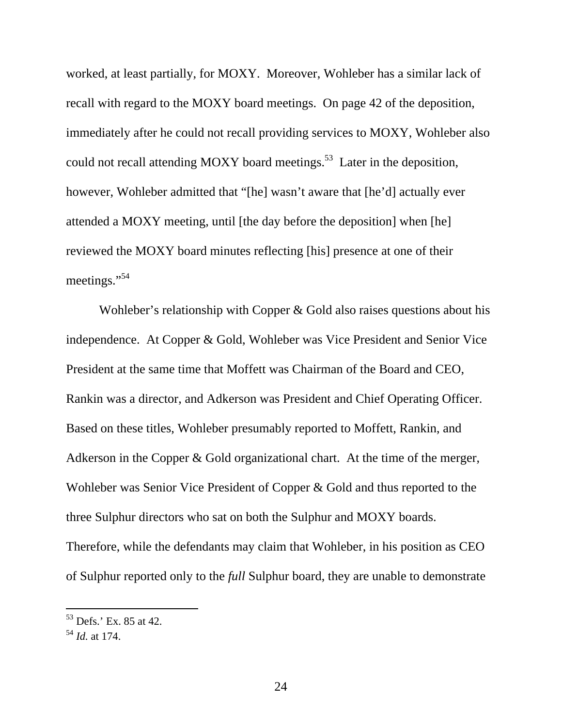worked, at least partially, for MOXY. Moreover, Wohleber has a similar lack of recall with regard to the MOXY board meetings. On page 42 of the deposition, immediately after he could not recall providing services to MOXY, Wohleber also could not recall attending MOXY board meetings.[53] Later in the deposition, however, Wohleber admitted that "[he] wasn't aware that [he'd] actually ever attended a MOXY meeting, until [the day before the deposition] when [he] reviewed the MOXY board minutes reflecting [his] presence at one of their meetings."[54]

Wohleber's relationship with Copper & Gold also raises questions about his independence. At Copper & Gold, Wohleber was Vice President and Senior Vice President at the same time that Moffett was Chairman of the Board and CEO, Rankin was a director, and Adkerson was President and Chief Operating Officer. Based on these titles, Wohleber presumably reported to Moffett, Rankin, and Adkerson in the Copper & Gold organizational chart. At the time of the merger, Wohleber was Senior Vice President of Copper & Gold and thus reported to the three Sulphur directors who sat on both the Sulphur and MOXY boards. Therefore, while the defendants may claim that Wohleber, in his position as CEO of Sulphur reported only to the *full* Sulphur board, they are unable to demonstrate

---

[53] Defs.' Ex. 85 at 42.

[54] *Id.* at 174.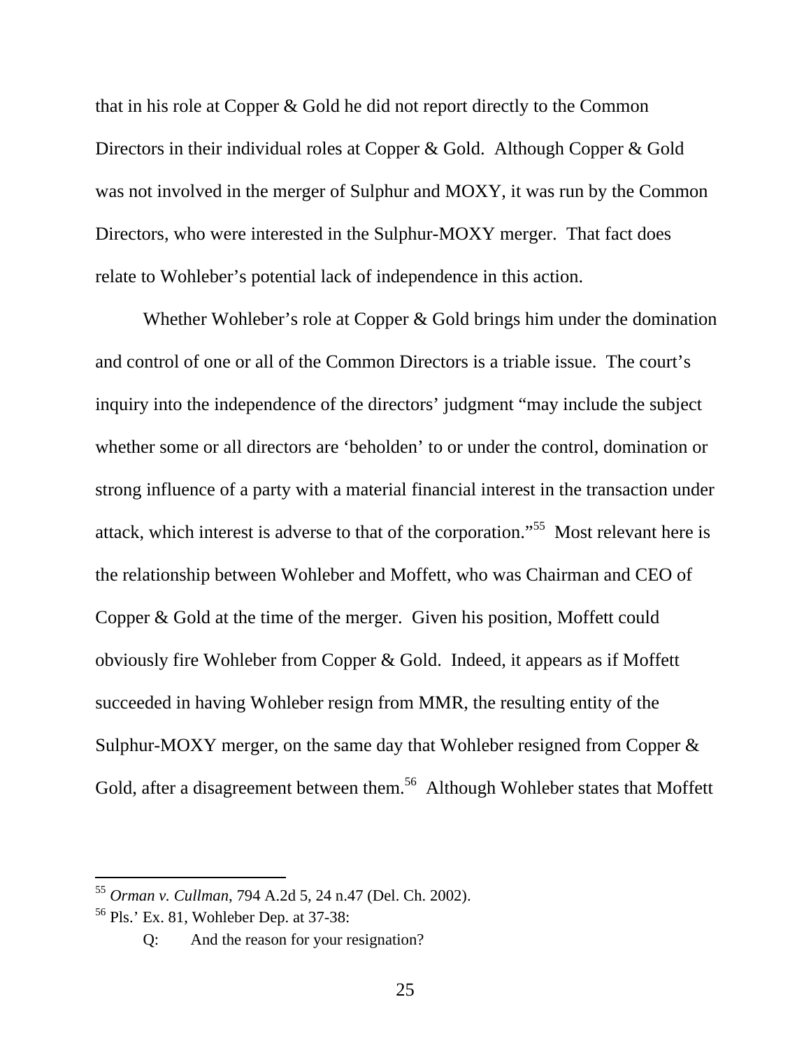that in his role at Copper & Gold he did not report directly to the Common Directors in their individual roles at Copper & Gold. Although Copper & Gold was not involved in the merger of Sulphur and MOXY, it was run by the Common Directors, who were interested in the Sulphur-MOXY merger. That fact does relate to Wohleber's potential lack of independence in this action.

Whether Wohleber's role at Copper & Gold brings him under the domination and control of one or all of the Common Directors is a triable issue. The court's inquiry into the independence of the directors' judgment "may include the subject whether some or all directors are 'beholden' to or under the control, domination or strong influence of a party with a material financial interest in the transaction under attack, which interest is adverse to that of the corporation."[55] Most relevant here is the relationship between Wohleber and Moffett, who was Chairman and CEO of Copper & Gold at the time of the merger. Given his position, Moffett could obviously fire Wohleber from Copper & Gold. Indeed, it appears as if Moffett succeeded in having Wohleber resign from MMR, the resulting entity of the Sulphur-MOXY merger, on the same day that Wohleber resigned from Copper & Gold, after a disagreement between them.[56] Although Wohleber states that Moffett

---

[55] *Orman v. Cullman*, 794 A.2d 5, 24 n.47 (Del. Ch. 2002).

[56] Pls.' Ex. 81, Wohleber Dep. at 37-38:

Q: And the reason for your resignation?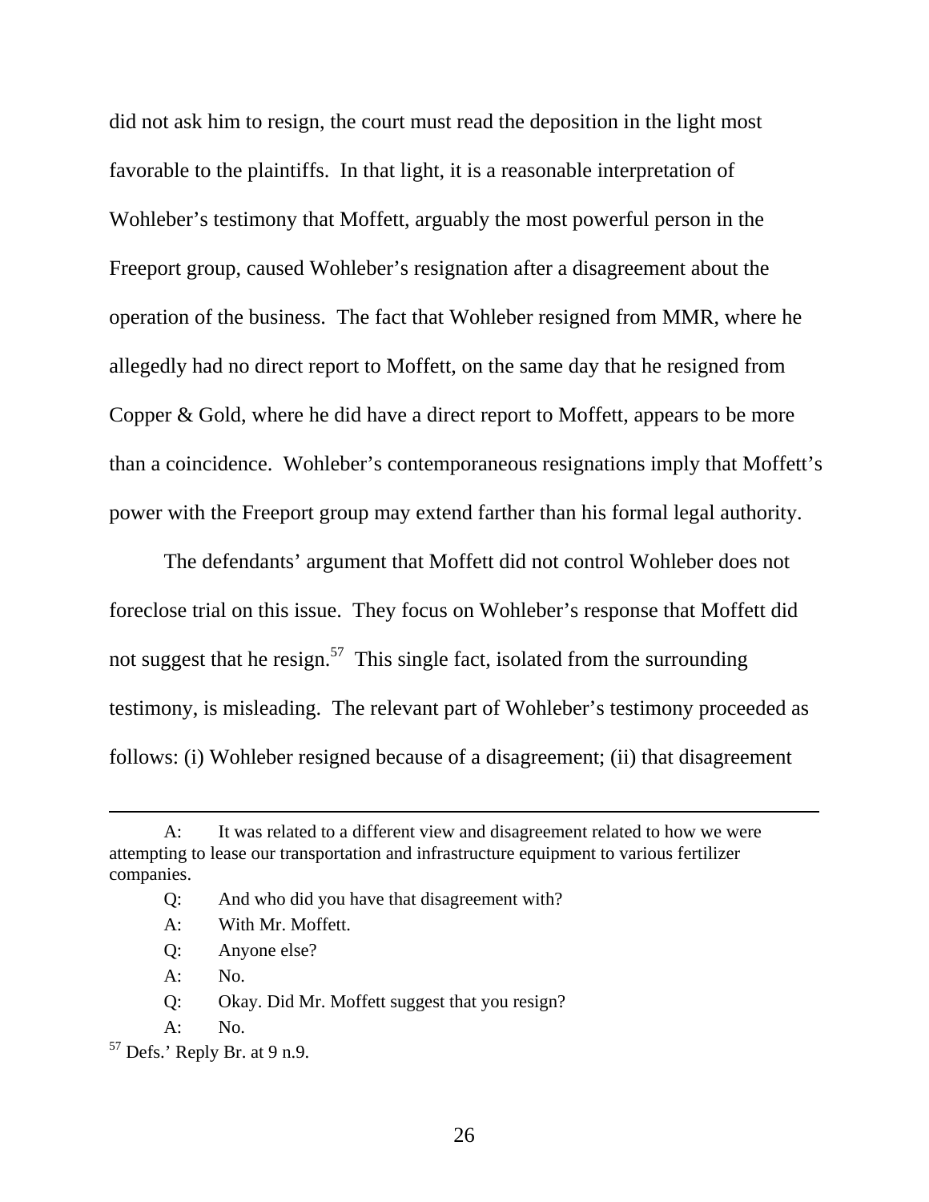did not ask him to resign, the court must read the deposition in the light most favorable to the plaintiffs. In that light, it is a reasonable interpretation of Wohleber's testimony that Moffett, arguably the most powerful person in the Freeport group, caused Wohleber's resignation after a disagreement about the operation of the business. The fact that Wohleber resigned from MMR, where he allegedly had no direct report to Moffett, on the same day that he resigned from Copper & Gold, where he did have a direct report to Moffett, appears to be more than a coincidence. Wohleber's contemporaneous resignations imply that Moffett's power with the Freeport group may extend farther than his formal legal authority.

The defendants' argument that Moffett did not control Wohleber does not foreclose trial on this issue. They focus on Wohleber's response that Moffett did not suggest that he resign.[57] This single fact, isolated from the surrounding testimony, is misleading. The relevant part of Wohleber's testimony proceeded as follows: (i) Wohleber resigned because of a disagreement; (ii) that disagreement

---

A: It was related to a different view and disagreement related to how we were attempting to lease our transportation and infrastructure equipment to various fertilizer companies.

Q: And who did you have that disagreement with?

A: With Mr. Moffett.

Q: Anyone else?

A: No.

Q: Okay. Did Mr. Moffett suggest that you resign?

A: No.

[57] Defs.' Reply Br. at 9 n.9.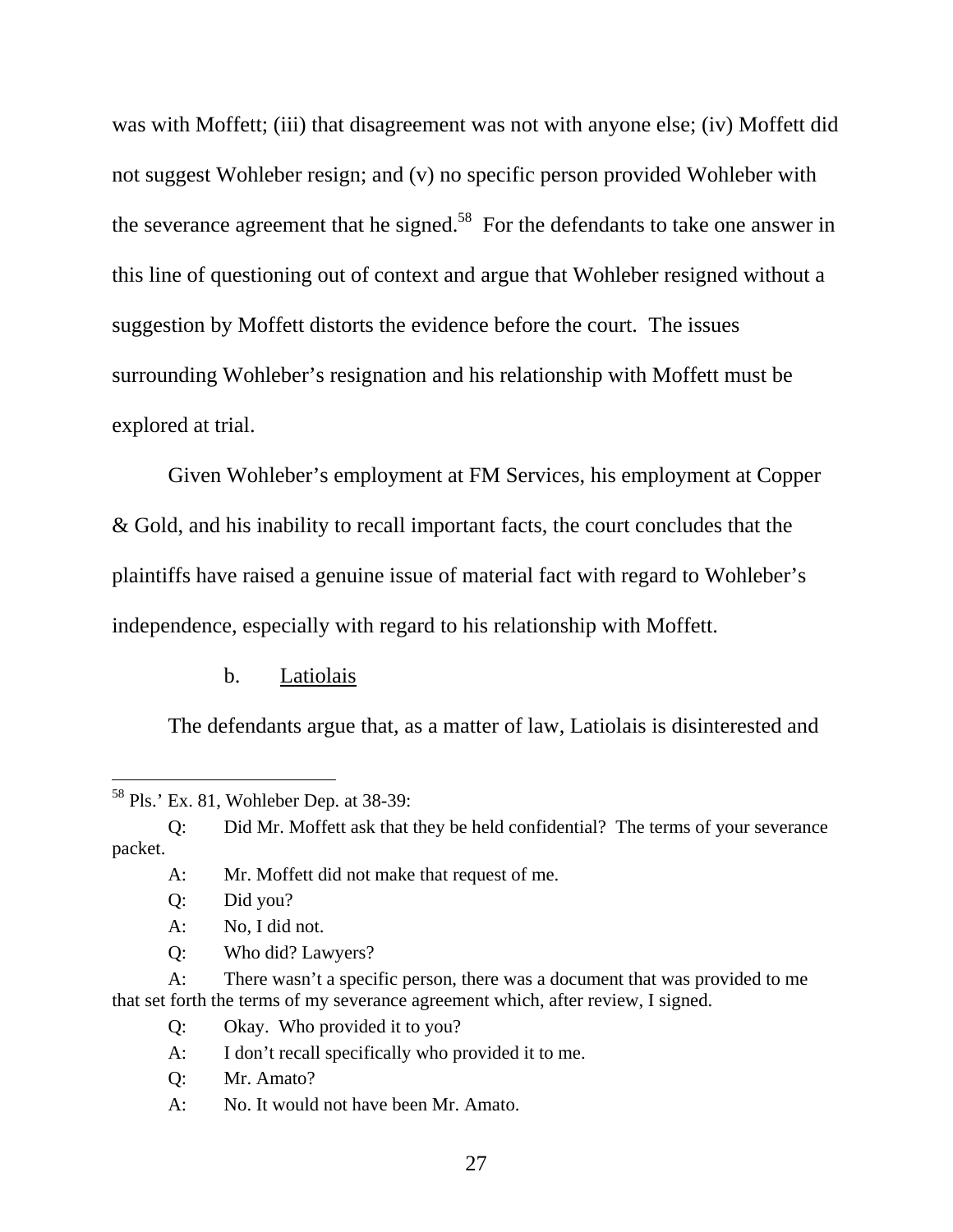was with Moffett; (iii) that disagreement was not with anyone else; (iv) Moffett did not suggest Wohleber resign; and (v) no specific person provided Wohleber with the severance agreement that he signed.[58] For the defendants to take one answer in this line of questioning out of context and argue that Wohleber resigned without a suggestion by Moffett distorts the evidence before the court. The issues surrounding Wohleber's resignation and his relationship with Moffett must be explored at trial.

Given Wohleber's employment at FM Services, his employment at Copper & Gold, and his inability to recall important facts, the court concludes that the plaintiffs have raised a genuine issue of material fact with regard to Wohleber's independence, especially with regard to his relationship with Moffett.

b. Latiolais

The defendants argue that, as a matter of law, Latiolais is disinterested and

---

[58] Pls.' Ex. 81, Wohleber Dep. at 38-39:

Q: Did Mr. Moffett ask that they be held confidential? The terms of your severance packet.

A: Mr. Moffett did not make that request of me.

Q: Did you?

A: No, I did not.

Q: Who did? Lawyers?

A: There wasn't a specific person, there was a document that was provided to me that set forth the terms of my severance agreement which, after review, I signed.

Q: Okay. Who provided it to you?

A: I don't recall specifically who provided it to me.

Q: Mr. Amato?

A: No. It would not have been Mr. Amato.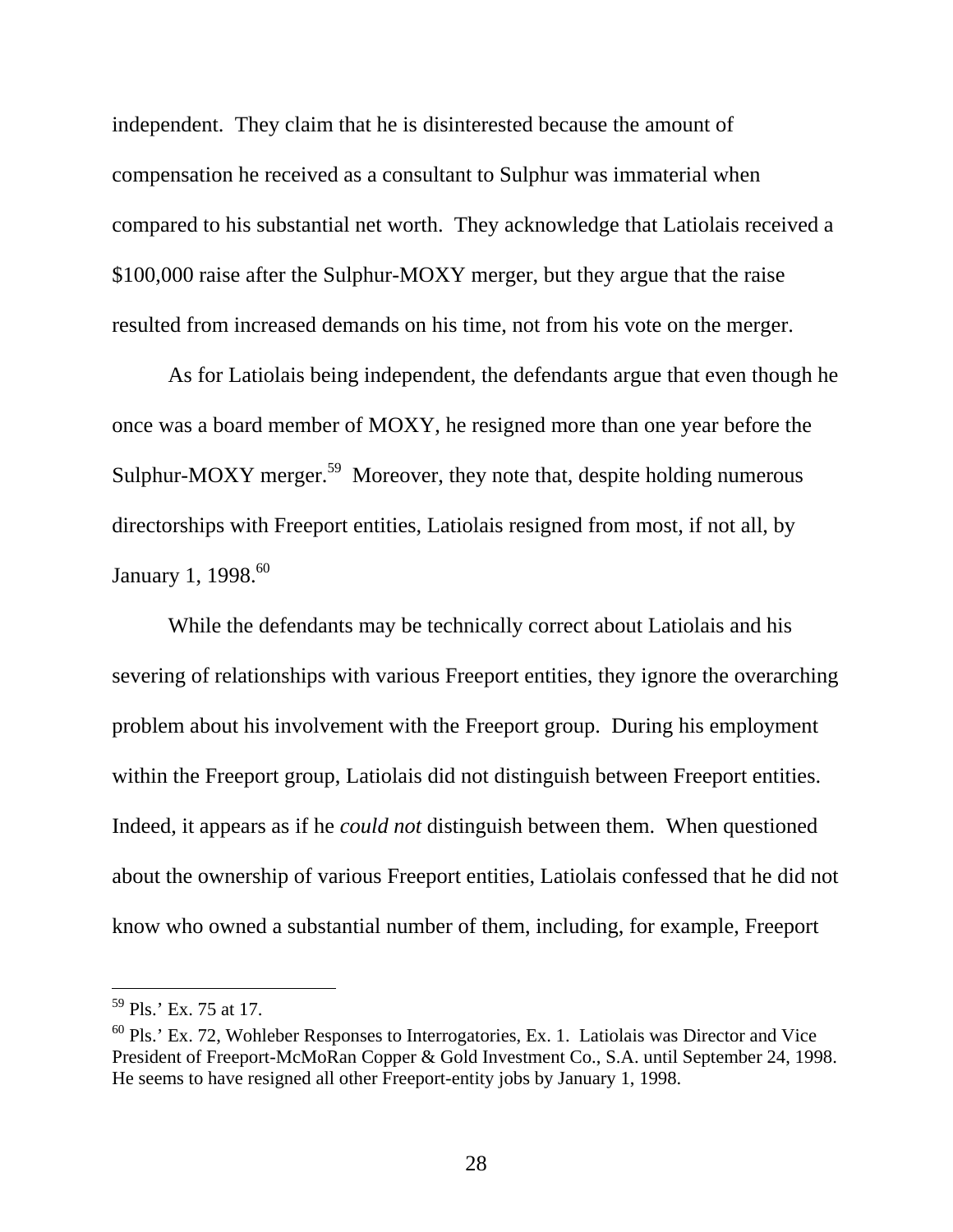independent. They claim that he is disinterested because the amount of compensation he received as a consultant to Sulphur was immaterial when compared to his substantial net worth. They acknowledge that Latiolais received a \$100,000 raise after the Sulphur-MOXY merger, but they argue that the raise resulted from increased demands on his time, not from his vote on the merger.

As for Latiolais being independent, the defendants argue that even though he once was a board member of MOXY, he resigned more than one year before the Sulphur-MOXY merger.[59] Moreover, they note that, despite holding numerous directorships with Freeport entities, Latiolais resigned from most, if not all, by January 1, 1998.[60]

While the defendants may be technically correct about Latiolais and his severing of relationships with various Freeport entities, they ignore the overarching problem about his involvement with the Freeport group. During his employment within the Freeport group, Latiolais did not distinguish between Freeport entities. Indeed, it appears as if he *could not* distinguish between them. When questioned about the ownership of various Freeport entities, Latiolais confessed that he did not know who owned a substantial number of them, including, for example, Freeport

---

[59] Pls.' Ex. 75 at 17.

[60] Pls.' Ex. 72, Wohleber Responses to Interrogatories, Ex. 1. Latiolais was Director and Vice President of Freeport-McMoRan Copper & Gold Investment Co., S.A. until September 24, 1998. He seems to have resigned all other Freeport-entity jobs by January 1, 1998.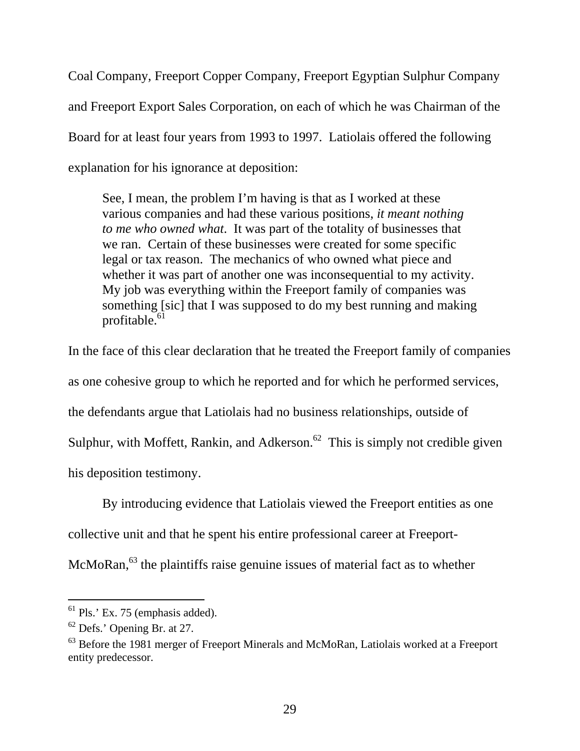Coal Company, Freeport Copper Company, Freeport Egyptian Sulphur Company and Freeport Export Sales Corporation, on each of which he was Chairman of the Board for at least four years from 1993 to 1997. Latiolais offered the following explanation for his ignorance at deposition:

> See, I mean, the problem I'm having is that as I worked at these various companies and had these various positions, *it meant nothing to me who owned what*. It was part of the totality of businesses that we ran. Certain of these businesses were created for some specific legal or tax reason. The mechanics of who owned what piece and whether it was part of another one was inconsequential to my activity. My job was everything within the Freeport family of companies was something [sic] that I was supposed to do my best running and making profitable.[61]

In the face of this clear declaration that he treated the Freeport family of companies as one cohesive group to which he reported and for which he performed services, the defendants argue that Latiolais had no business relationships, outside of Sulphur, with Moffett, Rankin, and Adkerson.[62] This is simply not credible given his deposition testimony.

By introducing evidence that Latiolais viewed the Freeport entities as one collective unit and that he spent his entire professional career at Freeport-McMoRan,[63] the plaintiffs raise genuine issues of material fact as to whether

---

[61] Pls.' Ex. 75 (emphasis added).

[62] Defs.' Opening Br. at 27.

[63] Before the 1981 merger of Freeport Minerals and McMoRan, Latiolais worked at a Freeport entity predecessor.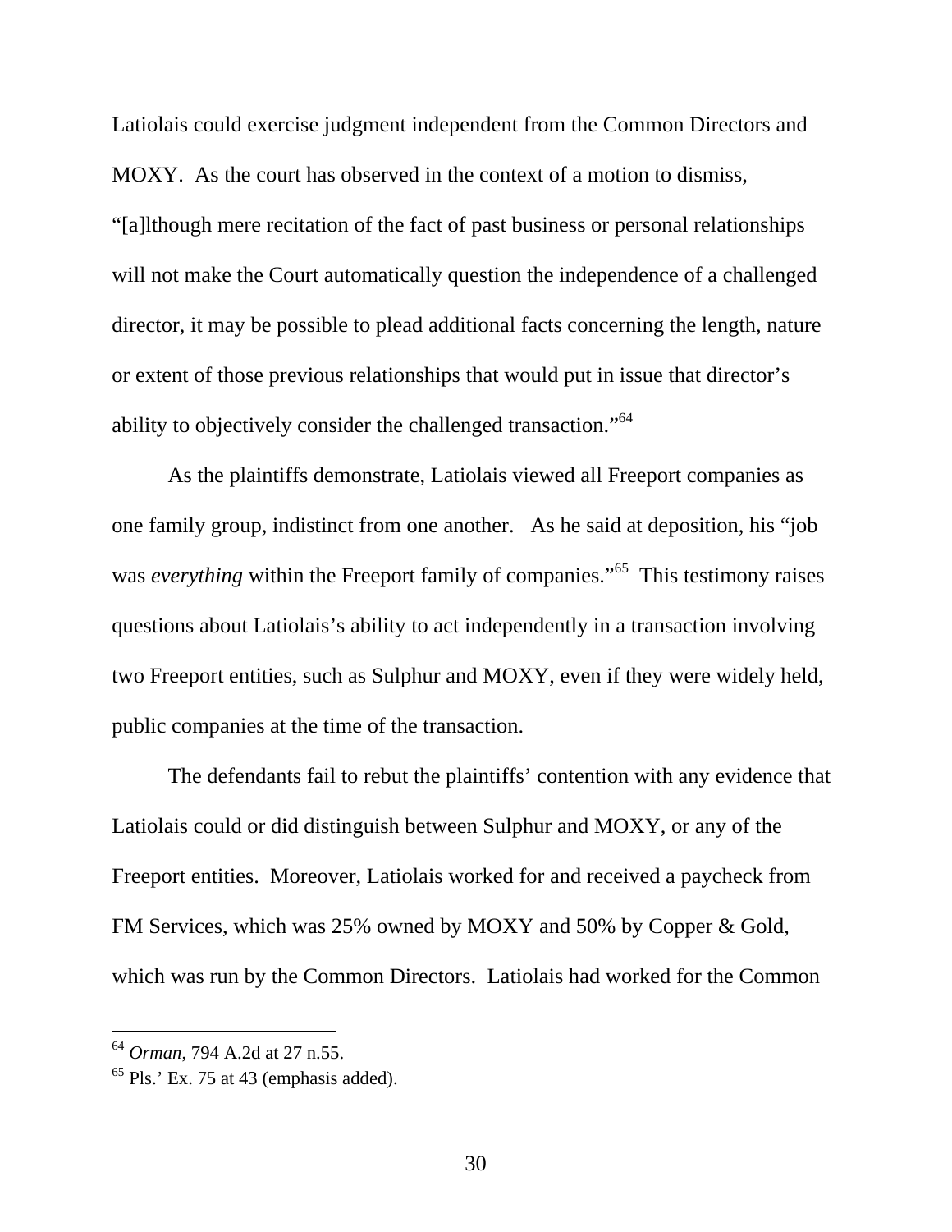Latiolais could exercise judgment independent from the Common Directors and MOXY. As the court has observed in the context of a motion to dismiss, "[a]lthough mere recitation of the fact of past business or personal relationships will not make the Court automatically question the independence of a challenged director, it may be possible to plead additional facts concerning the length, nature or extent of those previous relationships that would put in issue that director's ability to objectively consider the challenged transaction."[64]

As the plaintiffs demonstrate, Latiolais viewed all Freeport companies as one family group, indistinct from one another. As he said at deposition, his "job was *everything* within the Freeport family of companies."[65] This testimony raises questions about Latiolais's ability to act independently in a transaction involving two Freeport entities, such as Sulphur and MOXY, even if they were widely held, public companies at the time of the transaction.

The defendants fail to rebut the plaintiffs' contention with any evidence that Latiolais could or did distinguish between Sulphur and MOXY, or any of the Freeport entities. Moreover, Latiolais worked for and received a paycheck from FM Services, which was 25% owned by MOXY and 50% by Copper & Gold, which was run by the Common Directors. Latiolais had worked for the Common

---

[64] *Orman*, 794 A.2d at 27 n.55.

[65] Pls.' Ex. 75 at 43 (emphasis added).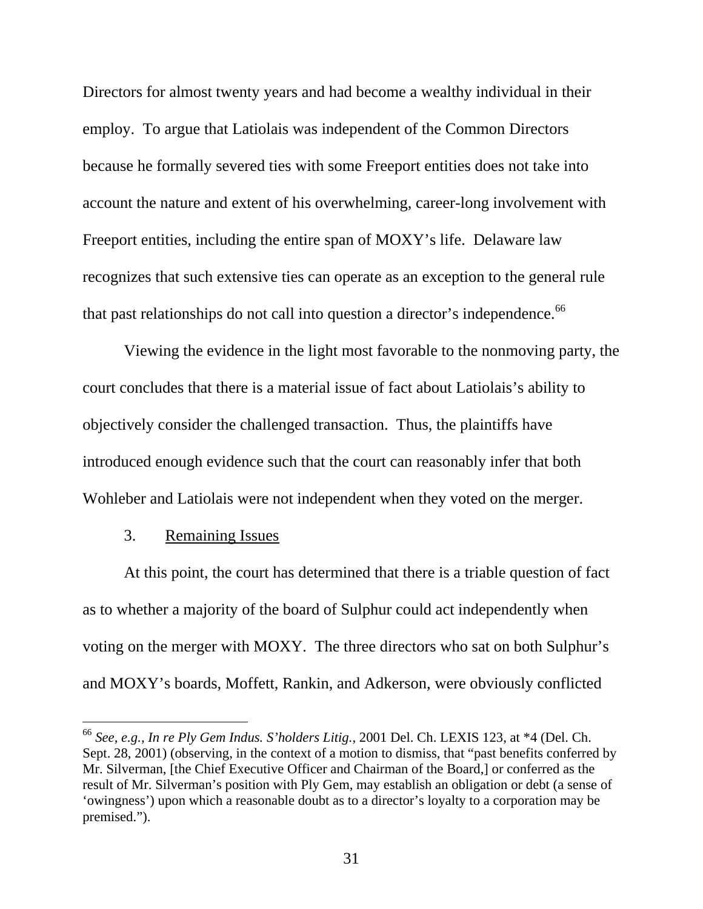Directors for almost twenty years and had become a wealthy individual in their employ. To argue that Latiolais was independent of the Common Directors because he formally severed ties with some Freeport entities does not take into account the nature and extent of his overwhelming, career-long involvement with Freeport entities, including the entire span of MOXY's life. Delaware law recognizes that such extensive ties can operate as an exception to the general rule that past relationships do not call into question a director's independence.[66]

Viewing the evidence in the light most favorable to the nonmoving party, the court concludes that there is a material issue of fact about Latiolais's ability to objectively consider the challenged transaction. Thus, the plaintiffs have introduced enough evidence such that the court can reasonably infer that both Wohleber and Latiolais were not independent when they voted on the merger.

3. Remaining Issues

At this point, the court has determined that there is a triable question of fact as to whether a majority of the board of Sulphur could act independently when voting on the merger with MOXY. The three directors who sat on both Sulphur's and MOXY's boards, Moffett, Rankin, and Adkerson, were obviously conflicted

[66] *See, e.g.*, *In re Ply Gem Indus. S'holders Litig.*, 2001 Del. Ch. LEXIS 123, at *4 (Del. Ch. Sept. 28, 2001) (observing, in the context of a motion to dismiss, that "past benefits conferred by Mr. Silverman, [the Chief Executive Officer and Chairman of the Board,] or conferred as the result of Mr. Silverman's position with Ply Gem, may establish an obligation or debt (a sense of 'owingness') upon which a reasonable doubt as to a director's loyalty to a corporation may be premised.").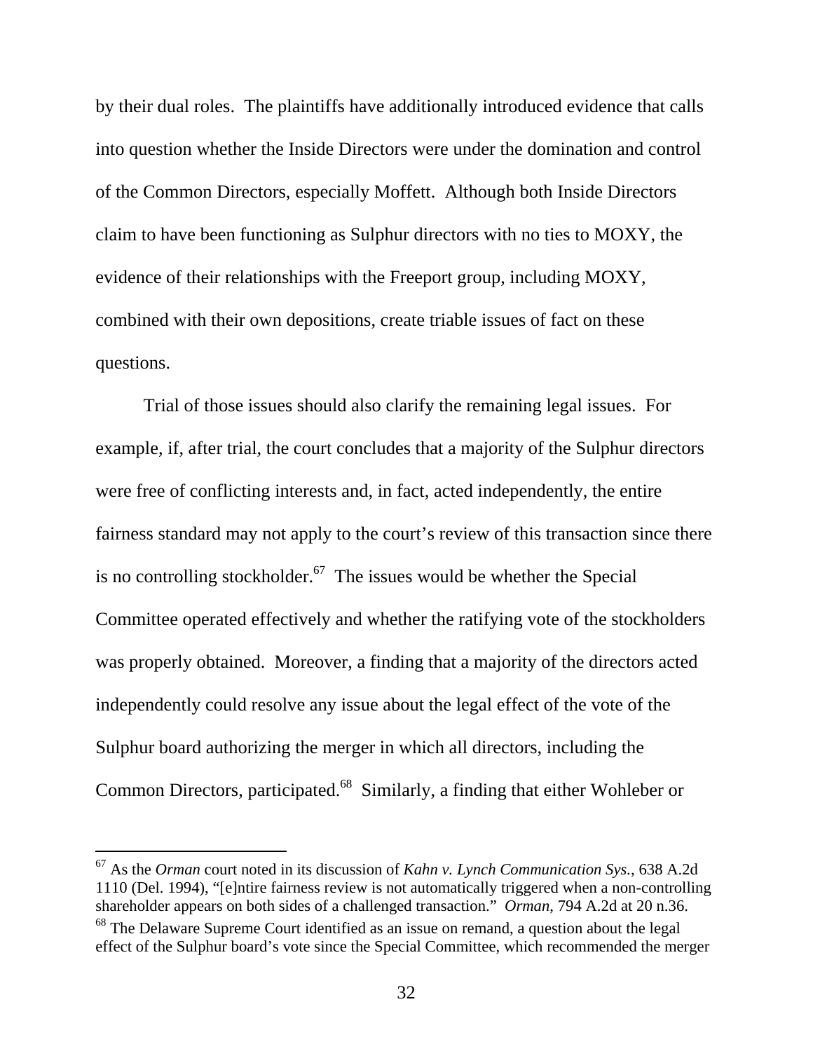by their dual roles. The plaintiffs have additionally introduced evidence that calls into question whether the Inside Directors were under the domination and control of the Common Directors, especially Moffett. Although both Inside Directors claim to have been functioning as Sulphur directors with no ties to MOXY, the evidence of their relationships with the Freeport group, including MOXY, combined with their own depositions, create triable issues of fact on these questions.

Trial of those issues should also clarify the remaining legal issues. For example, if, after trial, the court concludes that a majority of the Sulphur directors were free of conflicting interests and, in fact, acted independently, the entire fairness standard may not apply to the court's review of this transaction since there is no controlling stockholder.[67] The issues would be whether the Special Committee operated effectively and whether the ratifying vote of the stockholders was properly obtained. Moreover, a finding that a majority of the directors acted independently could resolve any issue about the legal effect of the vote of the Sulphur board authorizing the merger in which all directors, including the Common Directors, participated.[68] Similarly, a finding that either Wohleber or

---

[67] As the *Orman* court noted in its discussion of *Kahn v. Lynch Communication Sys.*, 638 A.2d 1110 (Del. 1994), "[e]ntire fairness review is not automatically triggered when a non-controlling shareholder appears on both sides of a challenged transaction." *Orman*, 794 A.2d at 20 n.36.

[68] The Delaware Supreme Court identified as an issue on remand, a question about the legal effect of the Sulphur board's vote since the Special Committee, which recommended the merger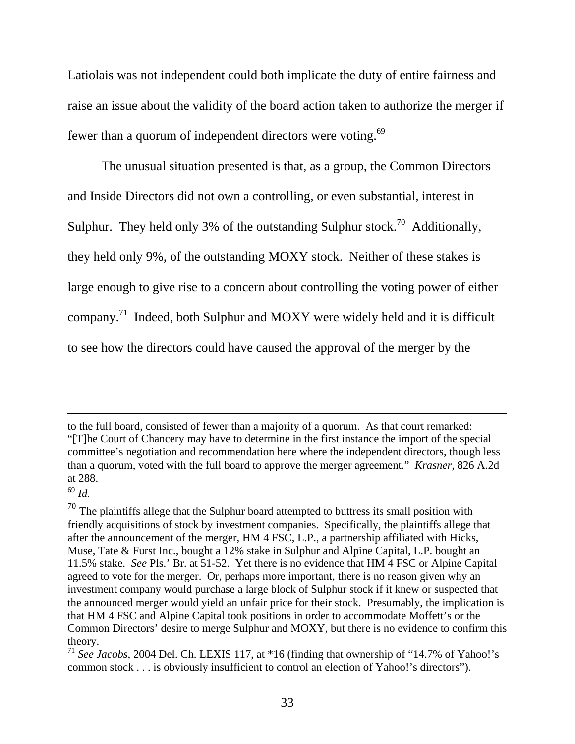Latiolais was not independent could both implicate the duty of entire fairness and raise an issue about the validity of the board action taken to authorize the merger if fewer than a quorum of independent directors were voting.[69]

The unusual situation presented is that, as a group, the Common Directors and Inside Directors did not own a controlling, or even substantial, interest in Sulphur. They held only 3% of the outstanding Sulphur stock.[70] Additionally, they held only 9%, of the outstanding MOXY stock. Neither of these stakes is large enough to give rise to a concern about controlling the voting power of either company.[71] Indeed, both Sulphur and MOXY were widely held and it is difficult to see how the directors could have caused the approval of the merger by the

---

to the full board, consisted of fewer than a majority of a quorum. As that court remarked: "[T]he Court of Chancery may have to determine in the first instance the import of the special committee's negotiation and recommendation here where the independent directors, though less than a quorum, voted with the full board to approve the merger agreement." *Krasner*, 826 A.2d at 288.

[69] *Id.*

[70] The plaintiffs allege that the Sulphur board attempted to buttress its small position with friendly acquisitions of stock by investment companies. Specifically, the plaintiffs allege that after the announcement of the merger, HM 4 FSC, L.P., a partnership affiliated with Hicks, Muse, Tate & Furst Inc., bought a 12% stake in Sulphur and Alpine Capital, L.P. bought an 11.5% stake. *See* Pls.' Br. at 51-52. Yet there is no evidence that HM 4 FSC or Alpine Capital agreed to vote for the merger. Or, perhaps more important, there is no reason given why an investment company would purchase a large block of Sulphur stock if it knew or suspected that the announced merger would yield an unfair price for their stock. Presumably, the implication is that HM 4 FSC and Alpine Capital took positions in order to accommodate Moffett's or the Common Directors' desire to merge Sulphur and MOXY, but there is no evidence to confirm this theory.

[71] *See Jacobs*, 2004 Del. Ch. LEXIS 117, at *16 (finding that ownership of "14.7% of Yahoo!'s common stock . . . is obviously insufficient to control an election of Yahoo!'s directors").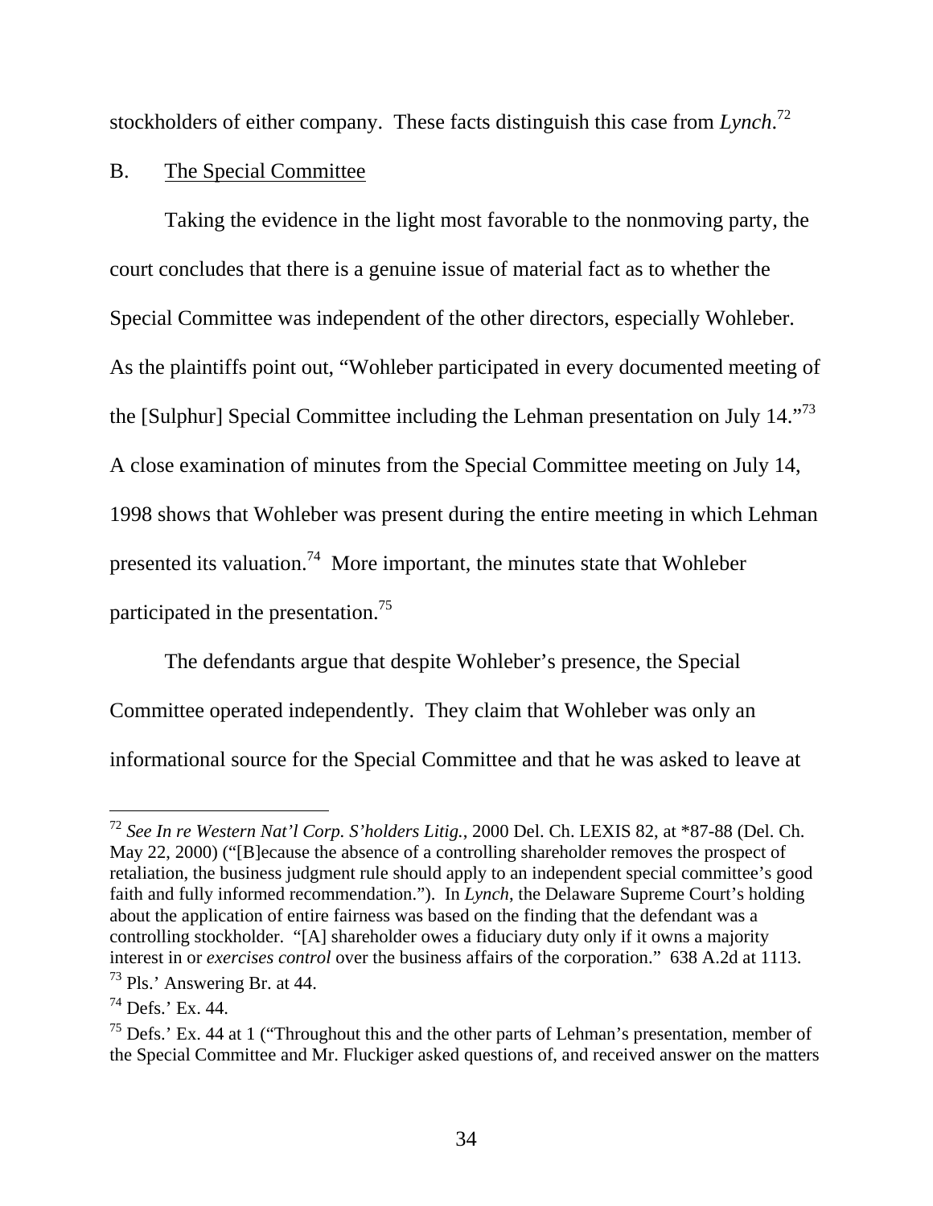stockholders of either company. These facts distinguish this case from *Lynch*.[72]

B. The Special Committee

Taking the evidence in the light most favorable to the nonmoving party, the court concludes that there is a genuine issue of material fact as to whether the Special Committee was independent of the other directors, especially Wohleber. As the plaintiffs point out, "Wohleber participated in every documented meeting of the [Sulphur] Special Committee including the Lehman presentation on July 14."[73] A close examination of minutes from the Special Committee meeting on July 14, 1998 shows that Wohleber was present during the entire meeting in which Lehman presented its valuation.[74] More important, the minutes state that Wohleber participated in the presentation.[75]

The defendants argue that despite Wohleber's presence, the Special Committee operated independently. They claim that Wohleber was only an informational source for the Special Committee and that he was asked to leave at

---

[72] *See In re Western Nat'l Corp. S'holders Litig.*, 2000 Del. Ch. LEXIS 82, at *87-88 (Del. Ch. May 22, 2000) ("[B]ecause the absence of a controlling shareholder removes the prospect of retaliation, the business judgment rule should apply to an independent special committee's good faith and fully informed recommendation."). In *Lynch*, the Delaware Supreme Court's holding about the application of entire fairness was based on the finding that the defendant was a controlling stockholder. "[A] shareholder owes a fiduciary duty only if it owns a majority interest in or *exercises control* over the business affairs of the corporation." 638 A.2d at 1113.

[73] Pls.' Answering Br. at 44.

[74] Defs.' Ex. 44.

[75] Defs.' Ex. 44 at 1 ("Throughout this and the other parts of Lehman's presentation, member of the Special Committee and Mr. Fluckiger asked questions of, and received answer on the matters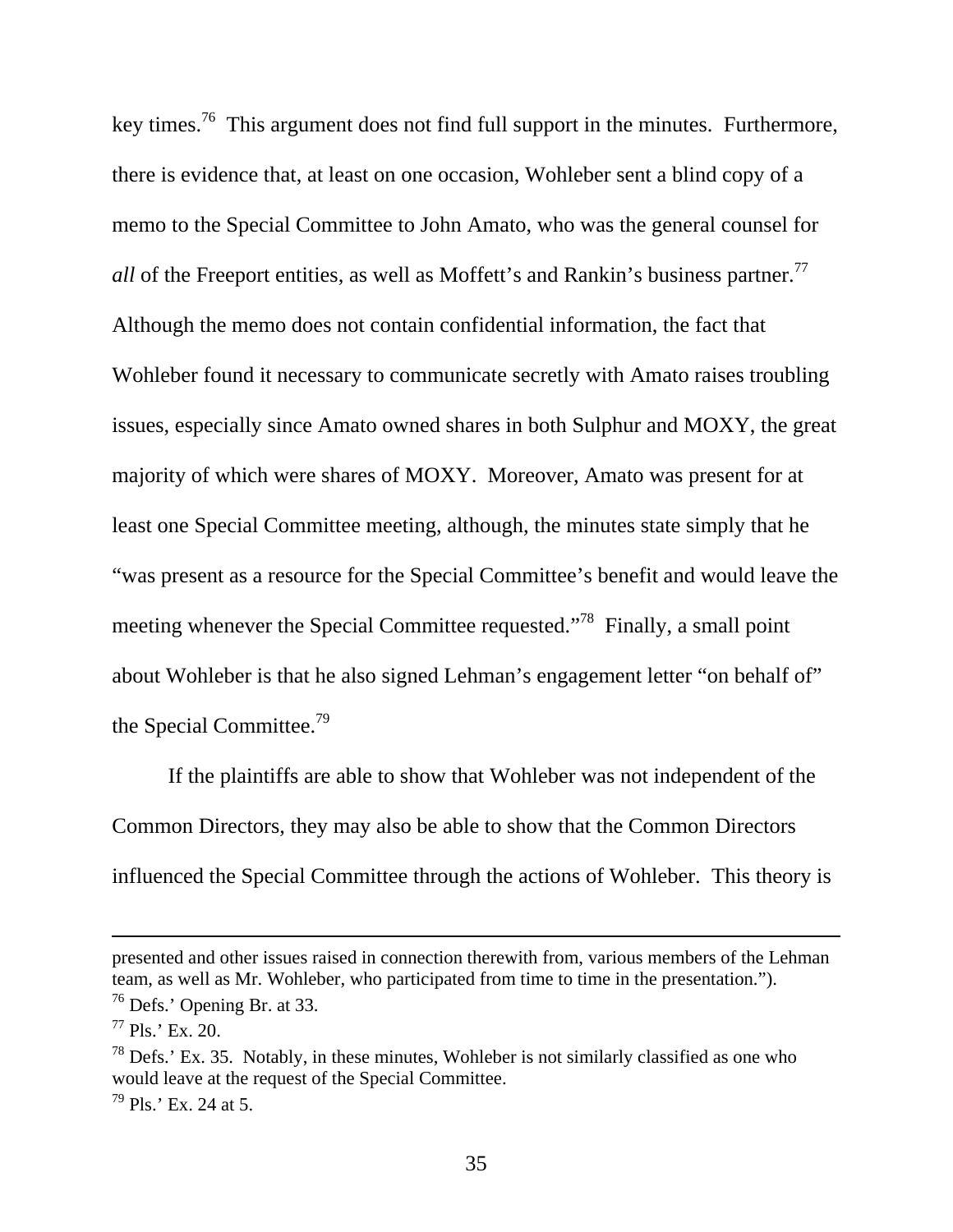key times.[76] This argument does not find full support in the minutes. Furthermore, there is evidence that, at least on one occasion, Wohleber sent a blind copy of a memo to the Special Committee to John Amato, who was the general counsel for *all* of the Freeport entities, as well as Moffett's and Rankin's business partner.[77] Although the memo does not contain confidential information, the fact that Wohleber found it necessary to communicate secretly with Amato raises troubling issues, especially since Amato owned shares in both Sulphur and MOXY, the great majority of which were shares of MOXY. Moreover, Amato was present for at least one Special Committee meeting, although, the minutes state simply that he "was present as a resource for the Special Committee's benefit and would leave the meeting whenever the Special Committee requested."[78] Finally, a small point about Wohleber is that he also signed Lehman's engagement letter "on behalf of" the Special Committee.[79]

If the plaintiffs are able to show that Wohleber was not independent of the Common Directors, they may also be able to show that the Common Directors influenced the Special Committee through the actions of Wohleber. This theory is

---

presented and other issues raised in connection therewith from, various members of the Lehman team, as well as Mr. Wohleber, who participated from time to time in the presentation.").

[76] Defs.' Opening Br. at 33.

[77] Pls.' Ex. 20.

[78] Defs.' Ex. 35. Notably, in these minutes, Wohleber is not similarly classified as one who would leave at the request of the Special Committee.

[79] Pls.' Ex. 24 at 5.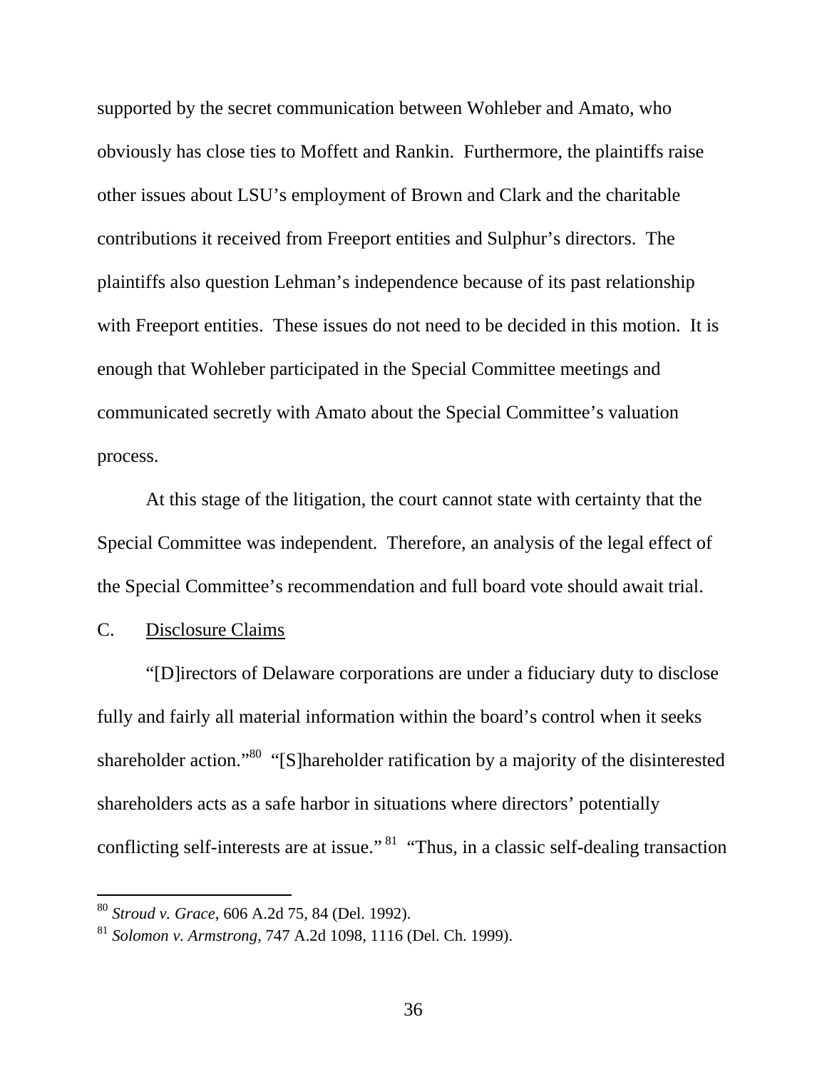supported by the secret communication between Wohleber and Amato, who obviously has close ties to Moffett and Rankin. Furthermore, the plaintiffs raise other issues about LSU's employment of Brown and Clark and the charitable contributions it received from Freeport entities and Sulphur's directors. The plaintiffs also question Lehman's independence because of its past relationship with Freeport entities. These issues do not need to be decided in this motion. It is enough that Wohleber participated in the Special Committee meetings and communicated secretly with Amato about the Special Committee's valuation process.

At this stage of the litigation, the court cannot state with certainty that the Special Committee was independent. Therefore, an analysis of the legal effect of the Special Committee's recommendation and full board vote should await trial.

C. <u>Disclosure Claims</u>

"[D]irectors of Delaware corporations are under a fiduciary duty to disclose fully and fairly all material information within the board's control when it seeks shareholder action."[80] "[S]hareholder ratification by a majority of the disinterested shareholders acts as a safe harbor in situations where directors' potentially conflicting self-interests are at issue."[81] "Thus, in a classic self-dealing transaction

---

[80] *Stroud v. Grace*, 606 A.2d 75, 84 (Del. 1992).

[81] *Solomon v. Armstrong*, 747 A.2d 1098, 1116 (Del. Ch. 1999).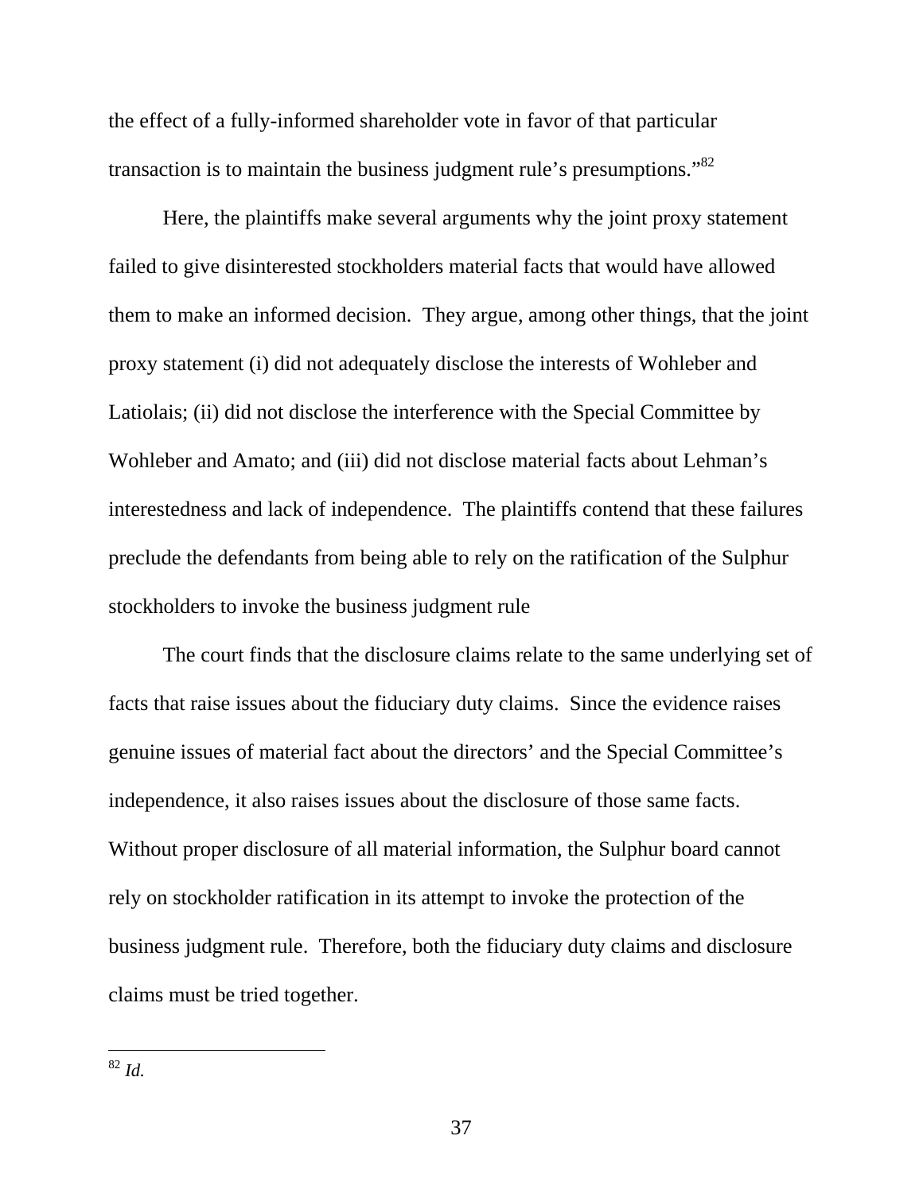the effect of a fully-informed shareholder vote in favor of that particular transaction is to maintain the business judgment rule's presumptions."[82]

Here, the plaintiffs make several arguments why the joint proxy statement failed to give disinterested stockholders material facts that would have allowed them to make an informed decision. They argue, among other things, that the joint proxy statement (i) did not adequately disclose the interests of Wohleber and Latiolais; (ii) did not disclose the interference with the Special Committee by Wohleber and Amato; and (iii) did not disclose material facts about Lehman's interestedness and lack of independence. The plaintiffs contend that these failures preclude the defendants from being able to rely on the ratification of the Sulphur stockholders to invoke the business judgment rule

The court finds that the disclosure claims relate to the same underlying set of facts that raise issues about the fiduciary duty claims. Since the evidence raises genuine issues of material fact about the directors' and the Special Committee's independence, it also raises issues about the disclosure of those same facts. Without proper disclosure of all material information, the Sulphur board cannot rely on stockholder ratification in its attempt to invoke the protection of the business judgment rule. Therefore, both the fiduciary duty claims and disclosure claims must be tried together.

---

[82] *Id.*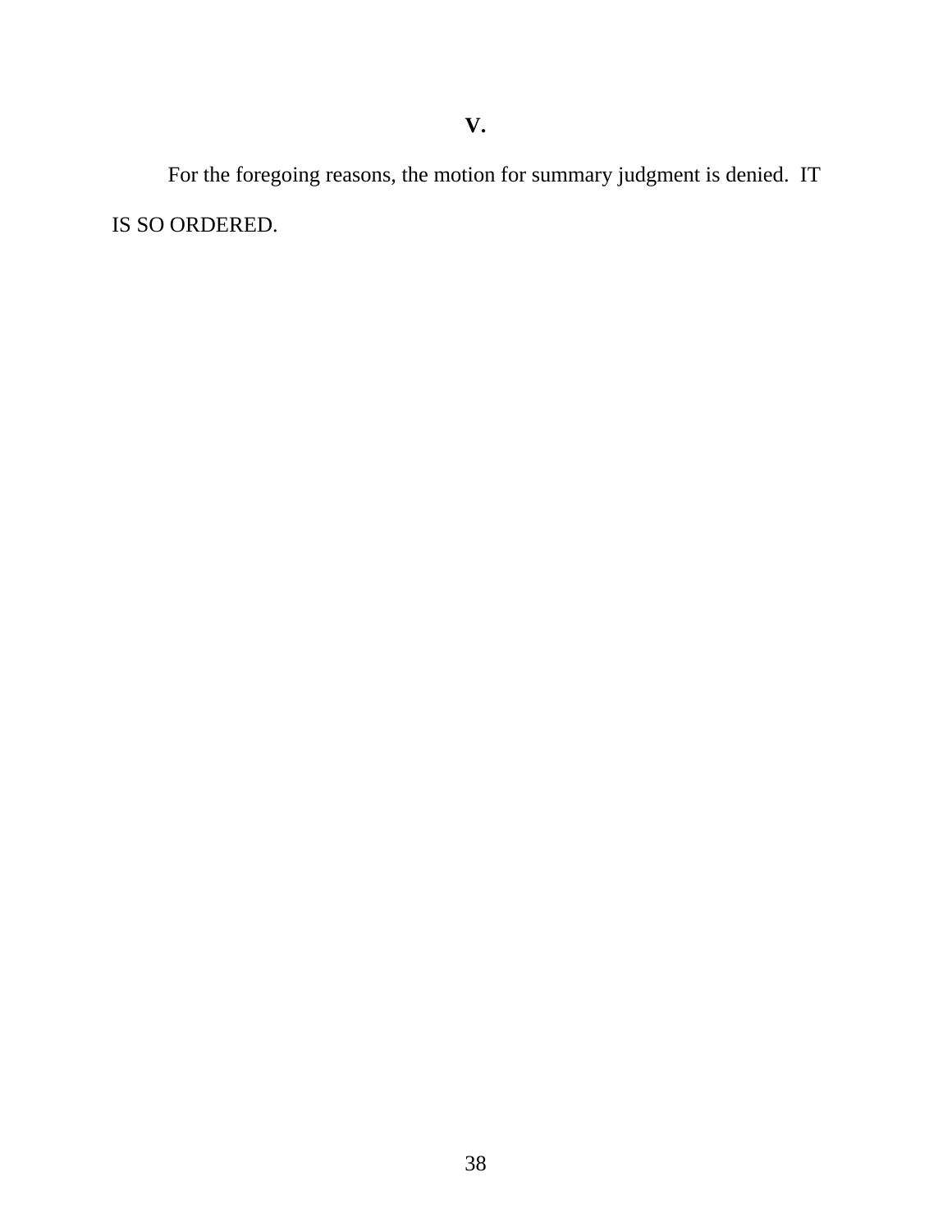## V.

For the foregoing reasons, the motion for summary judgment is denied. IT IS SO ORDERED.